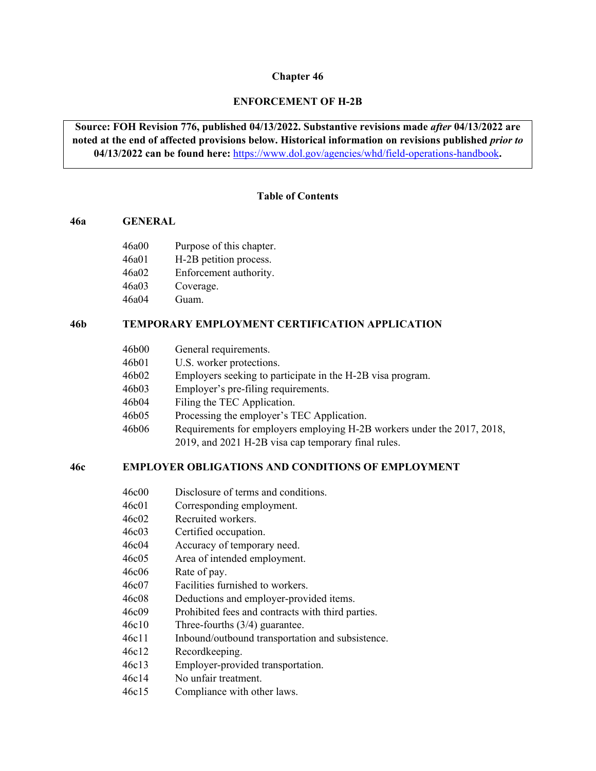# Chapter 46

## ENFORCEMENT OF H-2B

**Source: FOH Revision 776, published 04/13/2022. Substantive revisions made *after* 04/13/2022 are noted at the end of affected provisions below. Historical information on revisions published *prior to* 04/13/2022 can be found here: [https://www.dol.gov/agencies/whd/field-operations-handbook](https://www.dol.gov/agencies/whd/field-operations-handbook).**

### Table of Contents

**46a GENERAL**

- 46a00 Purpose of this chapter.
- 46a01 H-2B petition process.
- 46a02 Enforcement authority.
- 46a03 Coverage.
- 46a04 Guam.

**46b TEMPORARY EMPLOYMENT CERTIFICATION APPLICATION**

- 46b00 General requirements.
- 46b01 U.S. worker protections.
- 46b02 Employers seeking to participate in the H-2B visa program.
- 46b03 Employer's pre-filing requirements.
- 46b04 Filing the TEC Application.
- 46b05 Processing the employer's TEC Application.
- 46b06 Requirements for employers employing H-2B workers under the 2017, 2018, 2019, and 2021 H-2B visa cap temporary final rules.

**46c EMPLOYER OBLIGATIONS AND CONDITIONS OF EMPLOYMENT**

- 46c00 Disclosure of terms and conditions.
- 46c01 Corresponding employment.
- 46c02 Recruited workers.
- 46c03 Certified occupation.
- 46c04 Accuracy of temporary need.
- 46c05 Area of intended employment.
- 46c06 Rate of pay.
- 46c07 Facilities furnished to workers.
- 46c08 Deductions and employer-provided items.
- 46c09 Prohibited fees and contracts with third parties.
- 46c10 Three-fourths (3/4) guarantee.
- 46c11 Inbound/outbound transportation and subsistence.
- 46c12 Recordkeeping.
- 46c13 Employer-provided transportation.
- 46c14 No unfair treatment.
- 46c15 Compliance with other laws.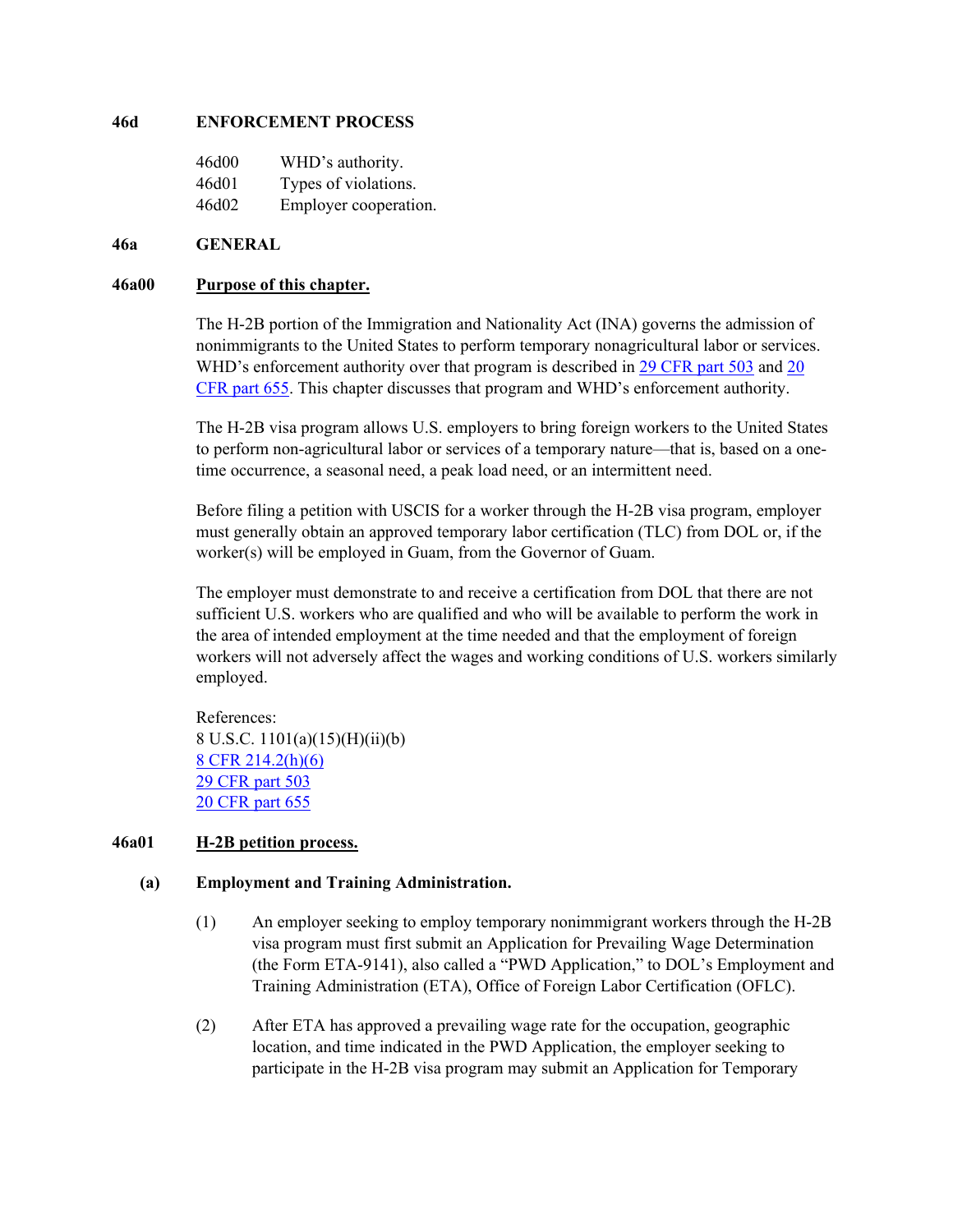**46d ENFORCEMENT PROCESS**

| | |
|---|---|
| 46d00 | WHD's authority. |
| 46d01 | Types of violations. |
| 46d02 | Employer cooperation. |

## 46a GENERAL

### 46a00 Purpose of this chapter.

The H-2B portion of the Immigration and Nationality Act (INA) governs the admission of nonimmigrants to the United States to perform temporary nonagricultural labor or services. WHD's enforcement authority over that program is described in 29 CFR part 503 and 20 CFR part 655. This chapter discusses that program and WHD's enforcement authority.

The H-2B visa program allows U.S. employers to bring foreign workers to the United States to perform non-agricultural labor or services of a temporary nature—that is, based on a one-time occurrence, a seasonal need, a peak load need, or an intermittent need.

Before filing a petition with USCIS for a worker through the H-2B visa program, employer must generally obtain an approved temporary labor certification (TLC) from DOL or, if the worker(s) will be employed in Guam, from the Governor of Guam.

The employer must demonstrate to and receive a certification from DOL that there are not sufficient U.S. workers who are qualified and who will be available to perform the work in the area of intended employment at the time needed and that the employment of foreign workers will not adversely affect the wages and working conditions of U.S. workers similarly employed.

References:
8 U.S.C. 1101(a)(15)(H)(ii)(b)
8 CFR 214.2(h)(6)
29 CFR part 503
20 CFR part 655

### 46a01 H-2B petition process.

**(a) Employment and Training Administration.**

(1) An employer seeking to employ temporary nonimmigrant workers through the H-2B visa program must first submit an Application for Prevailing Wage Determination (the Form ETA-9141), also called a "PWD Application," to DOL's Employment and Training Administration (ETA), Office of Foreign Labor Certification (OFLC).

(2) After ETA has approved a prevailing wage rate for the occupation, geographic location, and time indicated in the PWD Application, the employer seeking to participate in the H-2B visa program may submit an Application for Temporary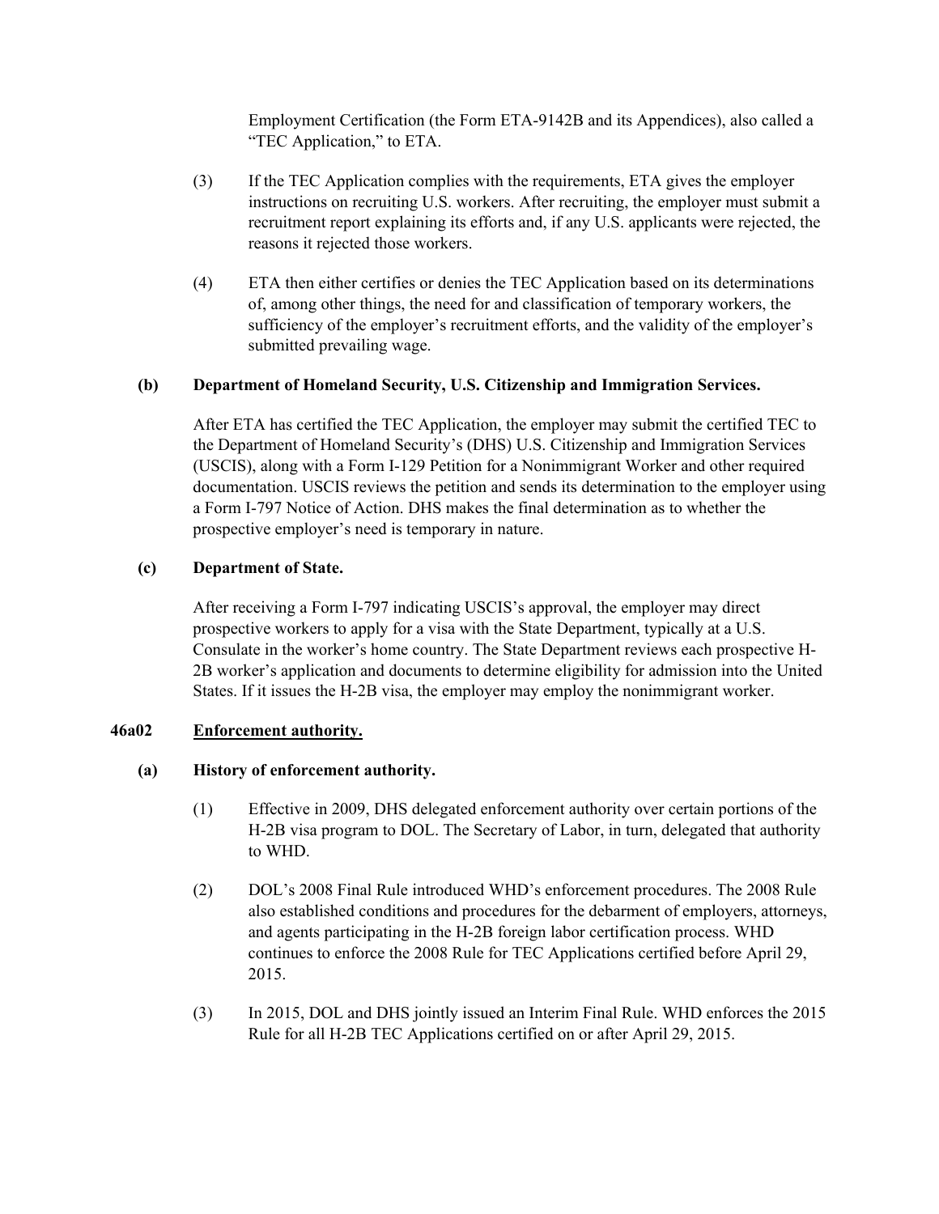Employment Certification (the Form ETA-9142B and its Appendices), also called a "TEC Application," to ETA.

(3) If the TEC Application complies with the requirements, ETA gives the employer instructions on recruiting U.S. workers. After recruiting, the employer must submit a recruitment report explaining its efforts and, if any U.S. applicants were rejected, the reasons it rejected those workers.

(4) ETA then either certifies or denies the TEC Application based on its determinations of, among other things, the need for and classification of temporary workers, the sufficiency of the employer's recruitment efforts, and the validity of the employer's submitted prevailing wage.

**(b) Department of Homeland Security, U.S. Citizenship and Immigration Services.**

After ETA has certified the TEC Application, the employer may submit the certified TEC to the Department of Homeland Security's (DHS) U.S. Citizenship and Immigration Services (USCIS), along with a Form I-129 Petition for a Nonimmigrant Worker and other required documentation. USCIS reviews the petition and sends its determination to the employer using a Form I-797 Notice of Action. DHS makes the final determination as to whether the prospective employer's need is temporary in nature.

**(c) Department of State.**

After receiving a Form I-797 indicating USCIS's approval, the employer may direct prospective workers to apply for a visa with the State Department, typically at a U.S. Consulate in the worker's home country. The State Department reviews each prospective H-2B worker's application and documents to determine eligibility for admission into the United States. If it issues the H-2B visa, the employer may employ the nonimmigrant worker.

## 46a02 <u>Enforcement authority.</u>

**(a) History of enforcement authority.**

(1) Effective in 2009, DHS delegated enforcement authority over certain portions of the H-2B visa program to DOL. The Secretary of Labor, in turn, delegated that authority to WHD.

(2) DOL's 2008 Final Rule introduced WHD's enforcement procedures. The 2008 Rule also established conditions and procedures for the debarment of employers, attorneys, and agents participating in the H-2B foreign labor certification process. WHD continues to enforce the 2008 Rule for TEC Applications certified before April 29, 2015.

(3) In 2015, DOL and DHS jointly issued an Interim Final Rule. WHD enforces the 2015 Rule for all H-2B TEC Applications certified on or after April 29, 2015.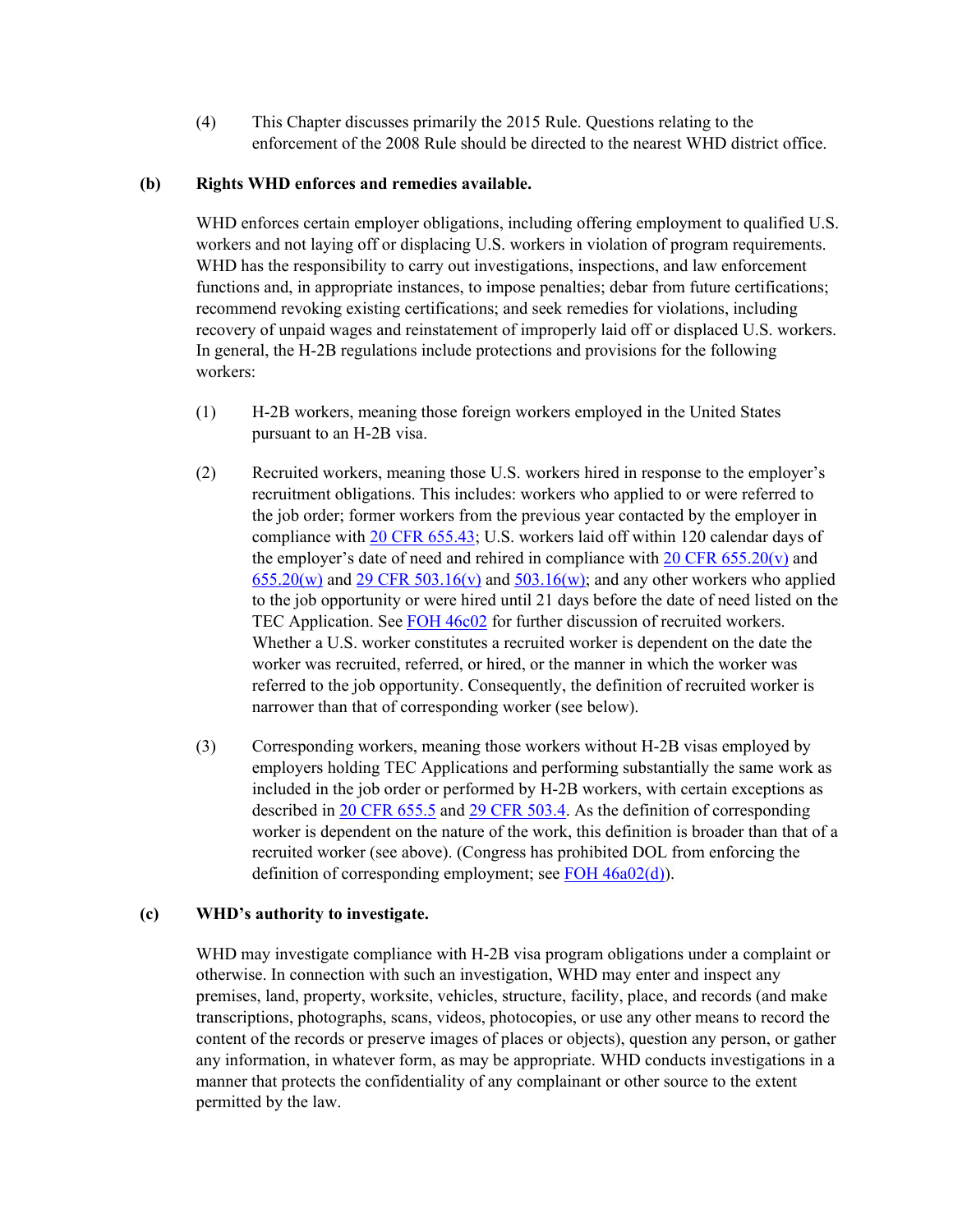(4) This Chapter discusses primarily the 2015 Rule. Questions relating to the enforcement of the 2008 Rule should be directed to the nearest WHD district office.

**(b) Rights WHD enforces and remedies available.**

WHD enforces certain employer obligations, including offering employment to qualified U.S. workers and not laying off or displacing U.S. workers in violation of program requirements. WHD has the responsibility to carry out investigations, inspections, and law enforcement functions and, in appropriate instances, to impose penalties; debar from future certifications; recommend revoking existing certifications; and seek remedies for violations, including recovery of unpaid wages and reinstatement of improperly laid off or displaced U.S. workers. In general, the H-2B regulations include protections and provisions for the following workers:

(1) H-2B workers, meaning those foreign workers employed in the United States pursuant to an H-2B visa.

(2) Recruited workers, meaning those U.S. workers hired in response to the employer's recruitment obligations. This includes: workers who applied to or were referred to the job order; former workers from the previous year contacted by the employer in compliance with 20 CFR 655.43; U.S. workers laid off within 120 calendar days of the employer's date of need and rehired in compliance with 20 CFR 655.20(v) and 655.20(w) and 29 CFR 503.16(v) and 503.16(w); and any other workers who applied to the job opportunity or were hired until 21 days before the date of need listed on the TEC Application. See FOH 46c02 for further discussion of recruited workers. Whether a U.S. worker constitutes a recruited worker is dependent on the date the worker was recruited, referred, or hired, or the manner in which the worker was referred to the job opportunity. Consequently, the definition of recruited worker is narrower than that of corresponding worker (see below).

(3) Corresponding workers, meaning those workers without H-2B visas employed by employers holding TEC Applications and performing substantially the same work as included in the job order or performed by H-2B workers, with certain exceptions as described in 20 CFR 655.5 and 29 CFR 503.4. As the definition of corresponding worker is dependent on the nature of the work, this definition is broader than that of a recruited worker (see above). (Congress has prohibited DOL from enforcing the definition of corresponding employment; see FOH 46a02(d)).

**(c) WHD's authority to investigate.**

WHD may investigate compliance with H-2B visa program obligations under a complaint or otherwise. In connection with such an investigation, WHD may enter and inspect any premises, land, property, worksite, vehicles, structure, facility, place, and records (and make transcriptions, photographs, scans, videos, photocopies, or use any other means to record the content of the records or preserve images of places or objects), question any person, or gather any information, in whatever form, as may be appropriate. WHD conducts investigations in a manner that protects the confidentiality of any complainant or other source to the extent permitted by the law.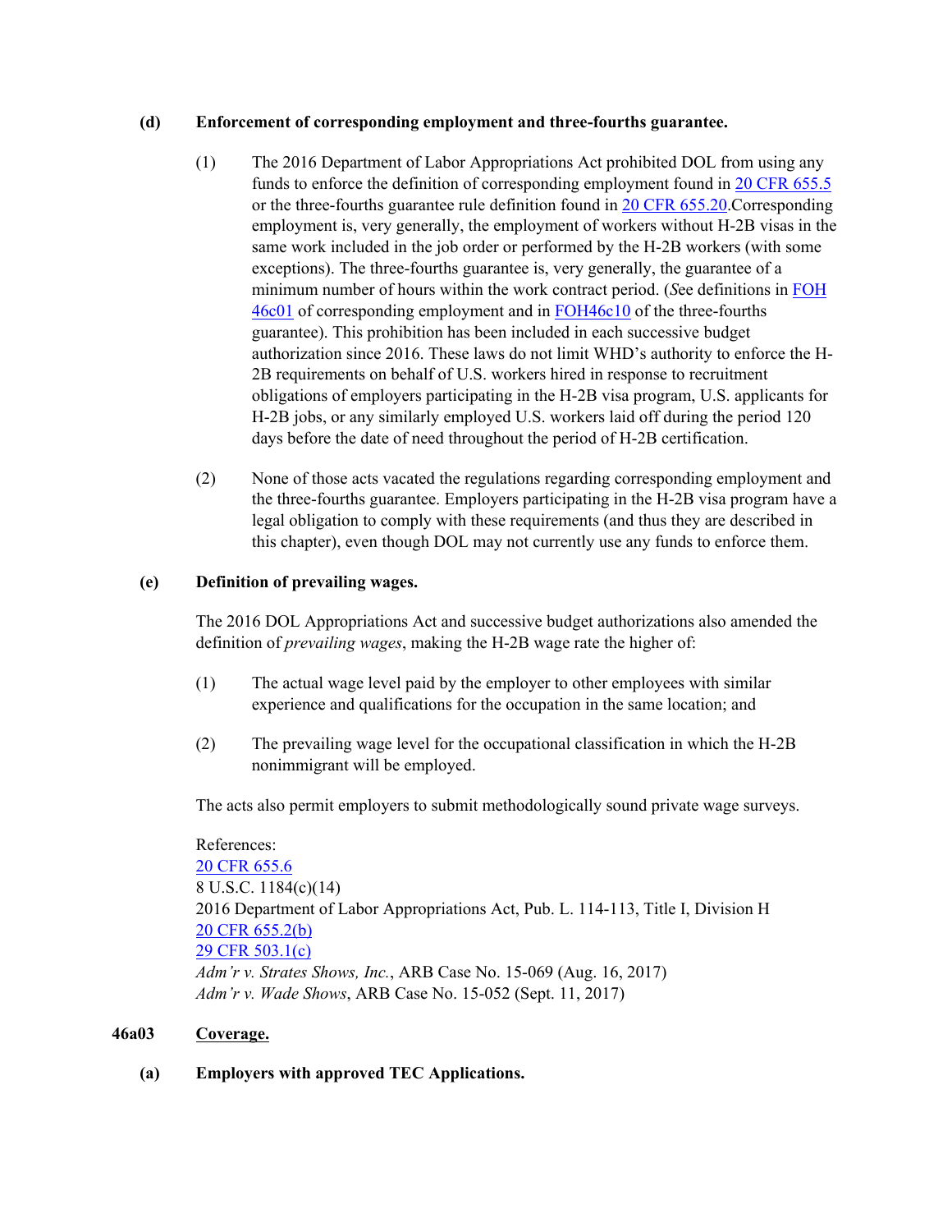**(d) Enforcement of corresponding employment and three-fourths guarantee.**

(1) The 2016 Department of Labor Appropriations Act prohibited DOL from using any funds to enforce the definition of corresponding employment found in 20 CFR 655.5 or the three-fourths guarantee rule definition found in 20 CFR 655.20.Corresponding employment is, very generally, the employment of workers without H-2B visas in the same work included in the job order or performed by the H-2B workers (with some exceptions). The three-fourths guarantee is, very generally, the guarantee of a minimum number of hours within the work contract period. (*S*ee definitions in FOH 46c01 of corresponding employment and in FOH46c10 of the three-fourths guarantee). This prohibition has been included in each successive budget authorization since 2016. These laws do not limit WHD's authority to enforce the H-2B requirements on behalf of U.S. workers hired in response to recruitment obligations of employers participating in the H-2B visa program, U.S. applicants for H-2B jobs, or any similarly employed U.S. workers laid off during the period 120 days before the date of need throughout the period of H-2B certification.

(2) None of those acts vacated the regulations regarding corresponding employment and the three-fourths guarantee. Employers participating in the H-2B visa program have a legal obligation to comply with these requirements (and thus they are described in this chapter), even though DOL may not currently use any funds to enforce them.

**(e) Definition of prevailing wages.**

The 2016 DOL Appropriations Act and successive budget authorizations also amended the definition of *prevailing wages*, making the H-2B wage rate the higher of:

(1) The actual wage level paid by the employer to other employees with similar experience and qualifications for the occupation in the same location; and

(2) The prevailing wage level for the occupational classification in which the H-2B nonimmigrant will be employed.

The acts also permit employers to submit methodologically sound private wage surveys.

References:
20 CFR 655.6
8 U.S.C. 1184(c)(14)
2016 Department of Labor Appropriations Act, Pub. L. 114-113, Title I, Division H
20 CFR 655.2(b)
29 CFR 503.1(c)
*Adm'r v. Strates Shows, Inc.*, ARB Case No. 15-069 (Aug. 16, 2017)
*Adm'r v. Wade Shows*, ARB Case No. 15-052 (Sept. 11, 2017)

**46a03 Coverage.**

**(a) Employers with approved TEC Applications.**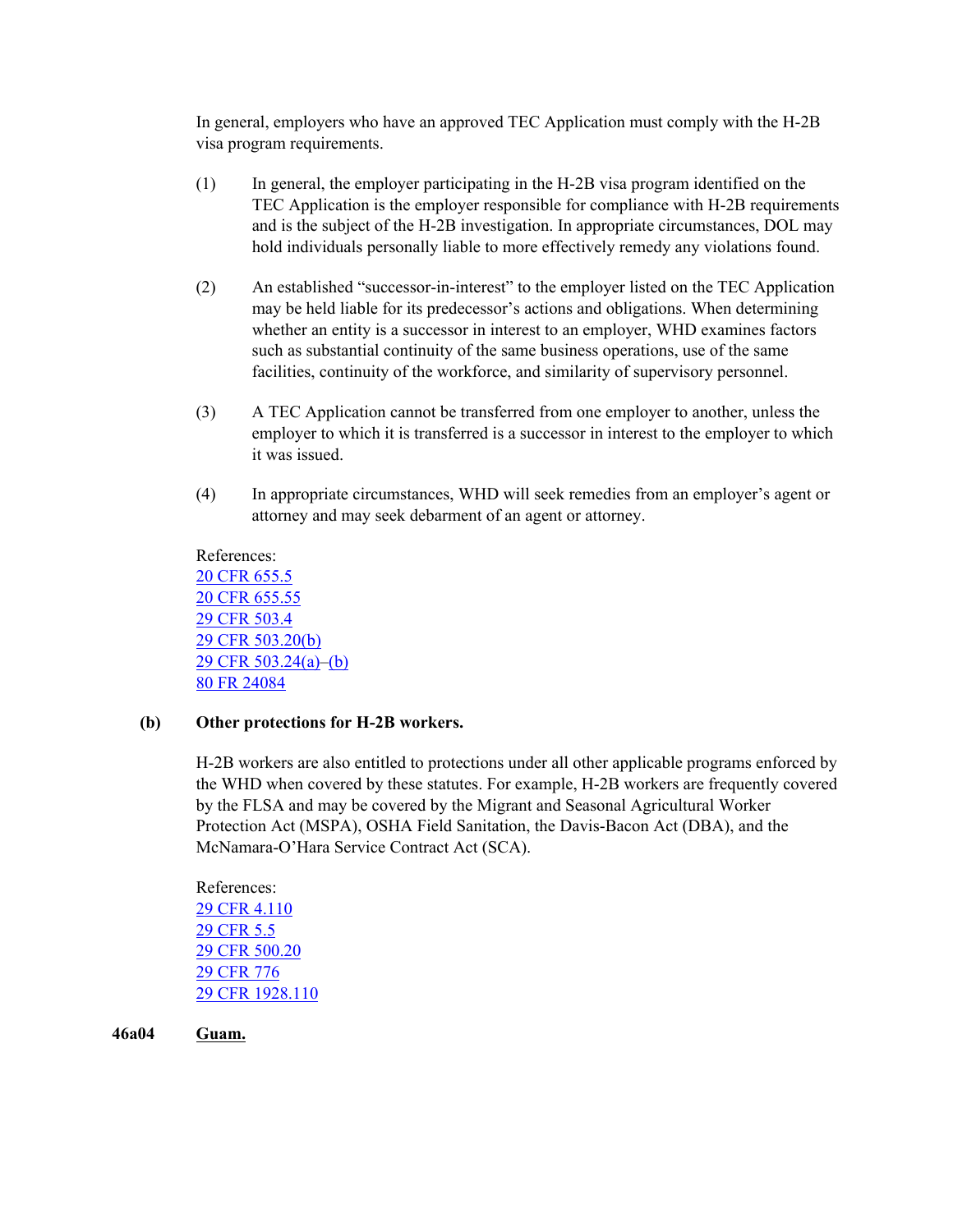In general, employers who have an approved TEC Application must comply with the H-2B visa program requirements.

(1) In general, the employer participating in the H-2B visa program identified on the TEC Application is the employer responsible for compliance with H-2B requirements and is the subject of the H-2B investigation. In appropriate circumstances, DOL may hold individuals personally liable to more effectively remedy any violations found.

(2) An established "successor-in-interest" to the employer listed on the TEC Application may be held liable for its predecessor's actions and obligations. When determining whether an entity is a successor in interest to an employer, WHD examines factors such as substantial continuity of the same business operations, use of the same facilities, continuity of the workforce, and similarity of supervisory personnel.

(3) A TEC Application cannot be transferred from one employer to another, unless the employer to which it is transferred is a successor in interest to the employer to which it was issued.

(4) In appropriate circumstances, WHD will seek remedies from an employer's agent or attorney and may seek debarment of an agent or attorney.

References:
20 CFR 655.5
20 CFR 655.55
29 CFR 503.4
29 CFR 503.20(b)
29 CFR 503.24(a)–(b)
80 FR 24084

**(b) Other protections for H-2B workers.**

H-2B workers are also entitled to protections under all other applicable programs enforced by the WHD when covered by these statutes. For example, H-2B workers are frequently covered by the FLSA and may be covered by the Migrant and Seasonal Agricultural Worker Protection Act (MSPA), OSHA Field Sanitation, the Davis-Bacon Act (DBA), and the McNamara-O'Hara Service Contract Act (SCA).

References:
29 CFR 4.110
29 CFR 5.5
29 CFR 500.20
29 CFR 776
29 CFR 1928.110

**46a04 Guam.**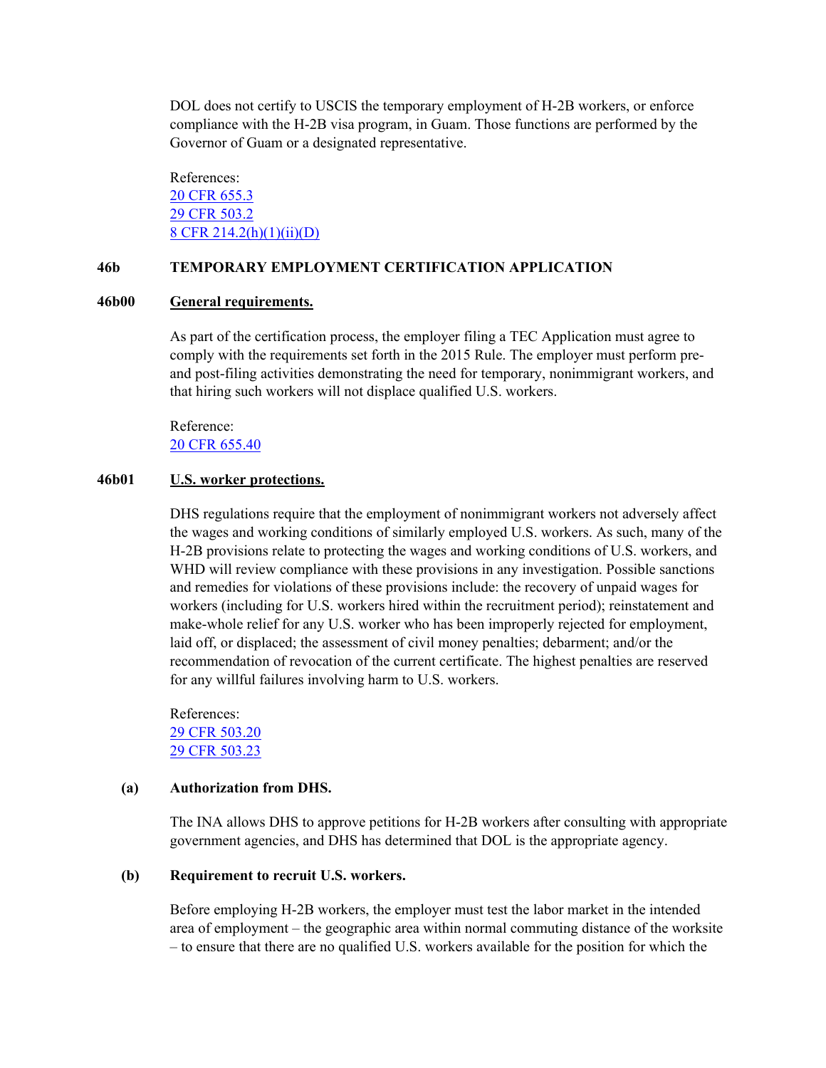DOL does not certify to USCIS the temporary employment of H-2B workers, or enforce compliance with the H-2B visa program, in Guam. Those functions are performed by the Governor of Guam or a designated representative.

References:
20 CFR 655.3
29 CFR 503.2
8 CFR 214.2(h)(1)(ii)(D)

## 46b TEMPORARY EMPLOYMENT CERTIFICATION APPLICATION

### 46b00 General requirements.

As part of the certification process, the employer filing a TEC Application must agree to comply with the requirements set forth in the 2015 Rule. The employer must perform pre- and post-filing activities demonstrating the need for temporary, nonimmigrant workers, and that hiring such workers will not displace qualified U.S. workers.

Reference:
20 CFR 655.40

### 46b01 U.S. worker protections.

DHS regulations require that the employment of nonimmigrant workers not adversely affect the wages and working conditions of similarly employed U.S. workers. As such, many of the H-2B provisions relate to protecting the wages and working conditions of U.S. workers, and WHD will review compliance with these provisions in any investigation. Possible sanctions and remedies for violations of these provisions include: the recovery of unpaid wages for workers (including for U.S. workers hired within the recruitment period); reinstatement and make-whole relief for any U.S. worker who has been improperly rejected for employment, laid off, or displaced; the assessment of civil money penalties; debarment; and/or the recommendation of revocation of the current certificate. The highest penalties are reserved for any willful failures involving harm to U.S. workers.

References:
29 CFR 503.20
29 CFR 503.23

**(a) Authorization from DHS.**

The INA allows DHS to approve petitions for H-2B workers after consulting with appropriate government agencies, and DHS has determined that DOL is the appropriate agency.

**(b) Requirement to recruit U.S. workers.**

Before employing H-2B workers, the employer must test the labor market in the intended area of employment – the geographic area within normal commuting distance of the worksite – to ensure that there are no qualified U.S. workers available for the position for which the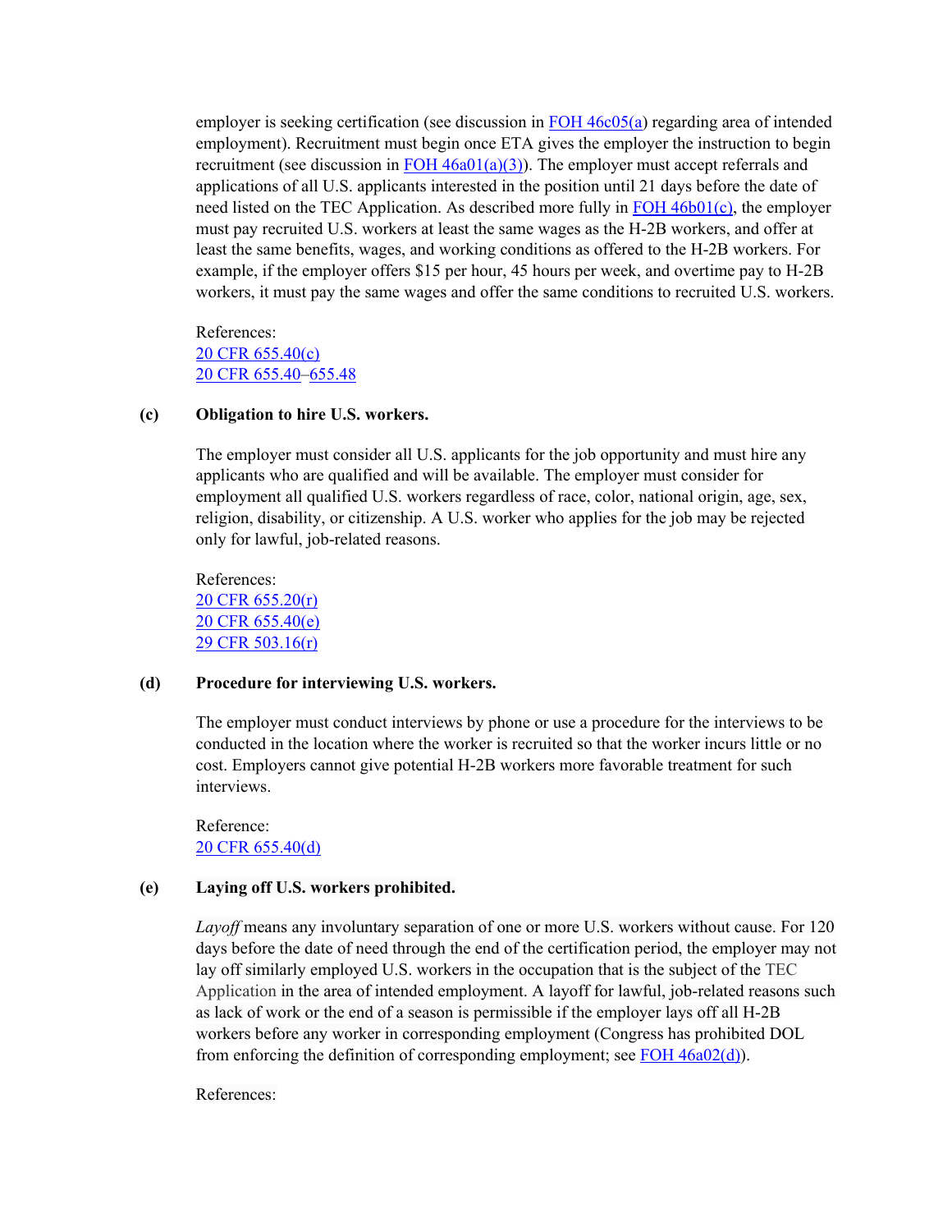employer is seeking certification (see discussion in FOH 46c05(a) regarding area of intended employment). Recruitment must begin once ETA gives the employer the instruction to begin recruitment (see discussion in FOH 46a01(a)(3)). The employer must accept referrals and applications of all U.S. applicants interested in the position until 21 days before the date of need listed on the TEC Application. As described more fully in FOH 46b01(c), the employer must pay recruited U.S. workers at least the same wages as the H-2B workers, and offer at least the same benefits, wages, and working conditions as offered to the H-2B workers. For example, if the employer offers $15 per hour, 45 hours per week, and overtime pay to H-2B workers, it must pay the same wages and offer the same conditions to recruited U.S. workers.

References:
20 CFR 655.40(c)
20 CFR 655.40–655.48

**(c) Obligation to hire U.S. workers.**

The employer must consider all U.S. applicants for the job opportunity and must hire any applicants who are qualified and will be available. The employer must consider for employment all qualified U.S. workers regardless of race, color, national origin, age, sex, religion, disability, or citizenship. A U.S. worker who applies for the job may be rejected only for lawful, job-related reasons.

References:
20 CFR 655.20(r)
20 CFR 655.40(e)
29 CFR 503.16(r)

**(d) Procedure for interviewing U.S. workers.**

The employer must conduct interviews by phone or use a procedure for the interviews to be conducted in the location where the worker is recruited so that the worker incurs little or no cost. Employers cannot give potential H-2B workers more favorable treatment for such interviews.

Reference:
20 CFR 655.40(d)

**(e) Laying off U.S. workers prohibited.**

*Layoff* means any involuntary separation of one or more U.S. workers without cause. For 120 days before the date of need through the end of the certification period, the employer may not lay off similarly employed U.S. workers in the occupation that is the subject of the TEC Application in the area of intended employment. A layoff for lawful, job-related reasons such as lack of work or the end of a season is permissible if the employer lays off all H-2B workers before any worker in corresponding employment (Congress has prohibited DOL from enforcing the definition of corresponding employment; see FOH 46a02(d)).

References: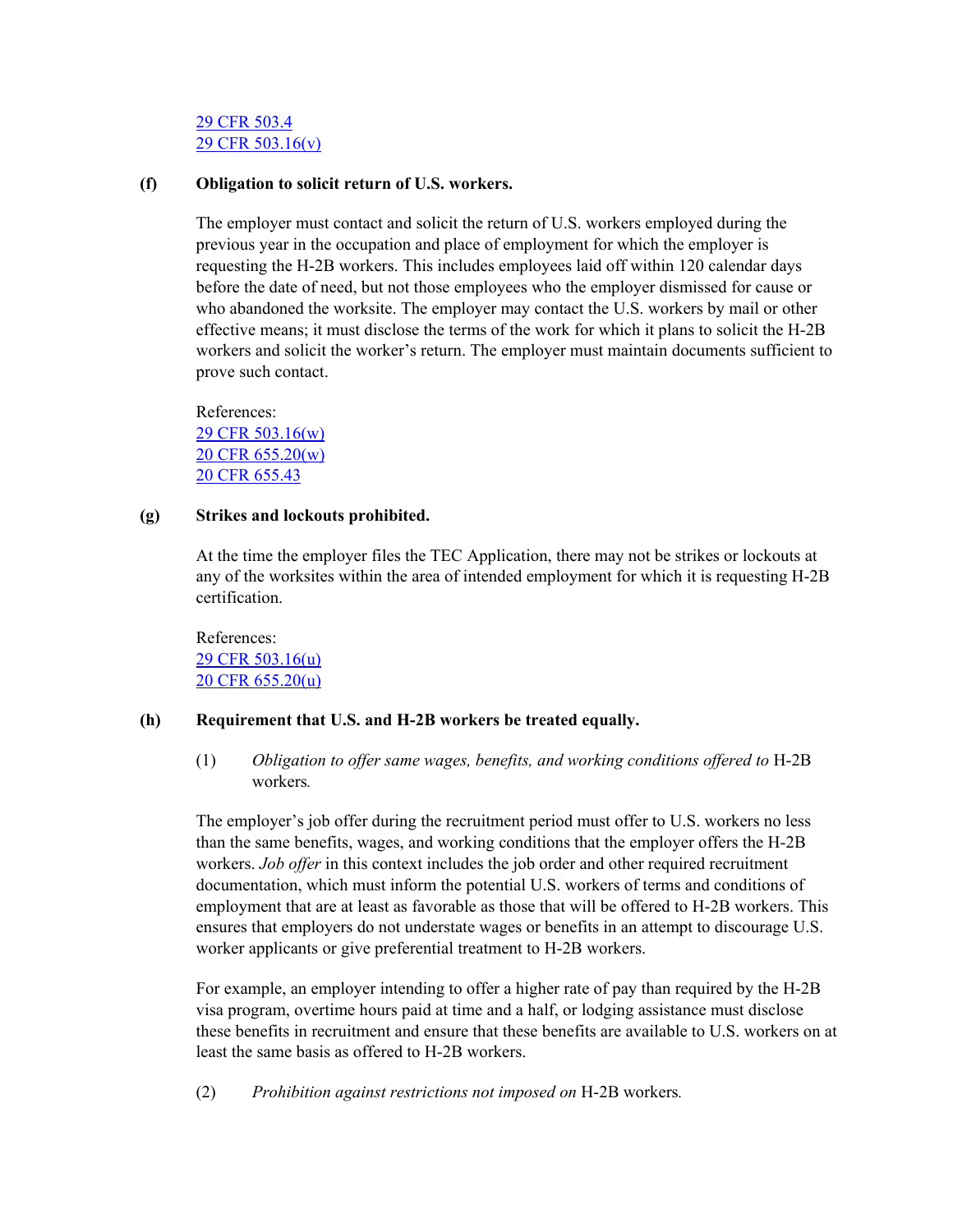[29 CFR 503.4](#)
[29 CFR 503.16(v)](#)

**(f) Obligation to solicit return of U.S. workers.**

The employer must contact and solicit the return of U.S. workers employed during the previous year in the occupation and place of employment for which the employer is requesting the H-2B workers. This includes employees laid off within 120 calendar days before the date of need, but not those employees who the employer dismissed for cause or who abandoned the worksite. The employer may contact the U.S. workers by mail or other effective means; it must disclose the terms of the work for which it plans to solicit the H-2B workers and solicit the worker's return. The employer must maintain documents sufficient to prove such contact.

References:
[29 CFR 503.16(w)](#)
[20 CFR 655.20(w)](#)
[20 CFR 655.43](#)

**(g) Strikes and lockouts prohibited.**

At the time the employer files the TEC Application, there may not be strikes or lockouts at any of the worksites within the area of intended employment for which it is requesting H-2B certification.

References:
[29 CFR 503.16(u)](#)
[20 CFR 655.20(u)](#)

**(h) Requirement that U.S. and H-2B workers be treated equally.**

(1) *Obligation to offer same wages, benefits, and working conditions offered to* H-2B workers*.*

The employer's job offer during the recruitment period must offer to U.S. workers no less than the same benefits, wages, and working conditions that the employer offers the H-2B workers. *Job offer* in this context includes the job order and other required recruitment documentation, which must inform the potential U.S. workers of terms and conditions of employment that are at least as favorable as those that will be offered to H-2B workers. This ensures that employers do not understate wages or benefits in an attempt to discourage U.S. worker applicants or give preferential treatment to H-2B workers.

For example, an employer intending to offer a higher rate of pay than required by the H-2B visa program, overtime hours paid at time and a half, or lodging assistance must disclose these benefits in recruitment and ensure that these benefits are available to U.S. workers on at least the same basis as offered to H-2B workers.

(2) *Prohibition against restrictions not imposed on* H-2B workers*.*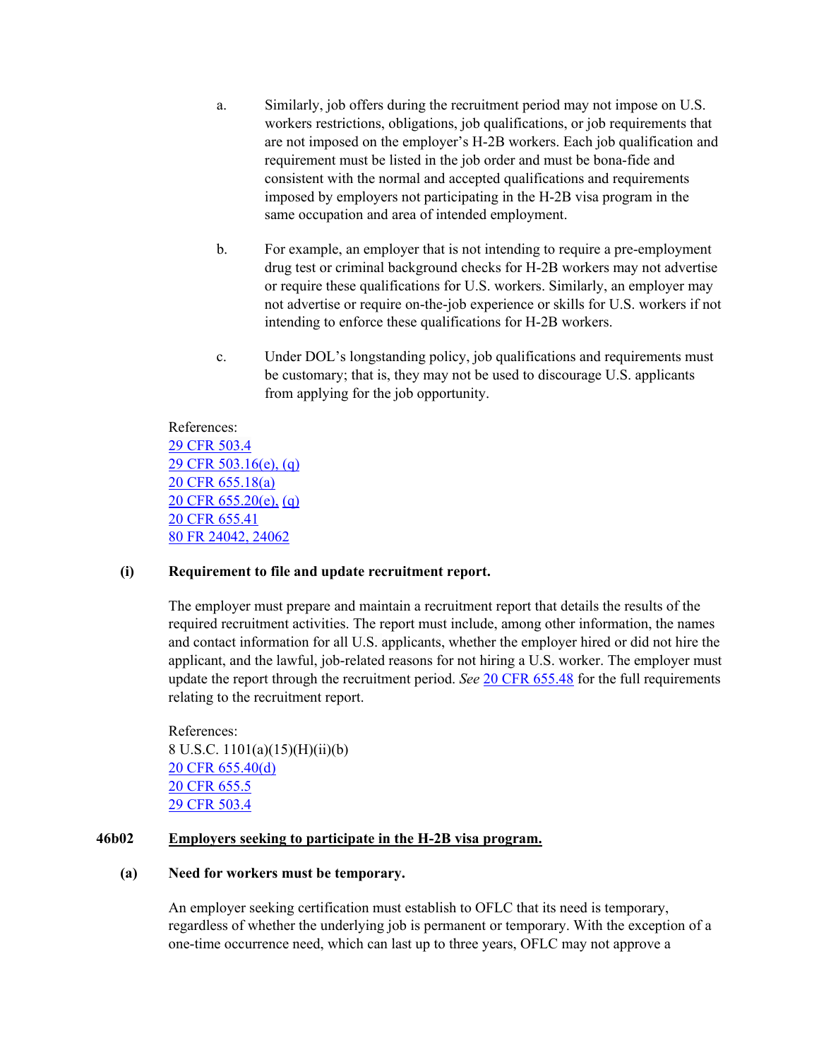a. Similarly, job offers during the recruitment period may not impose on U.S. workers restrictions, obligations, job qualifications, or job requirements that are not imposed on the employer's H-2B workers. Each job qualification and requirement must be listed in the job order and must be bona-fide and consistent with the normal and accepted qualifications and requirements imposed by employers not participating in the H-2B visa program in the same occupation and area of intended employment.

b. For example, an employer that is not intending to require a pre-employment drug test or criminal background checks for H-2B workers may not advertise or require these qualifications for U.S. workers. Similarly, an employer may not advertise or require on-the-job experience or skills for U.S. workers if not intending to enforce these qualifications for H-2B workers.

c. Under DOL's longstanding policy, job qualifications and requirements must be customary; that is, they may not be used to discourage U.S. applicants from applying for the job opportunity.

References:
29 CFR 503.4
29 CFR 503.16(e), (q)
20 CFR 655.18(a)
20 CFR 655.20(e), (q)
20 CFR 655.41
80 FR 24042, 24062

**(i) Requirement to file and update recruitment report.**

The employer must prepare and maintain a recruitment report that details the results of the required recruitment activities. The report must include, among other information, the names and contact information for all U.S. applicants, whether the employer hired or did not hire the applicant, and the lawful, job-related reasons for not hiring a U.S. worker. The employer must update the report through the recruitment period. *See* 20 CFR 655.48 for the full requirements relating to the recruitment report.

References:
8 U.S.C. 1101(a)(15)(H)(ii)(b)
20 CFR 655.40(d)
20 CFR 655.5
29 CFR 503.4

## 46b02 Employers seeking to participate in the H-2B visa program.

**(a) Need for workers must be temporary.**

An employer seeking certification must establish to OFLC that its need is temporary, regardless of whether the underlying job is permanent or temporary. With the exception of a one-time occurrence need, which can last up to three years, OFLC may not approve a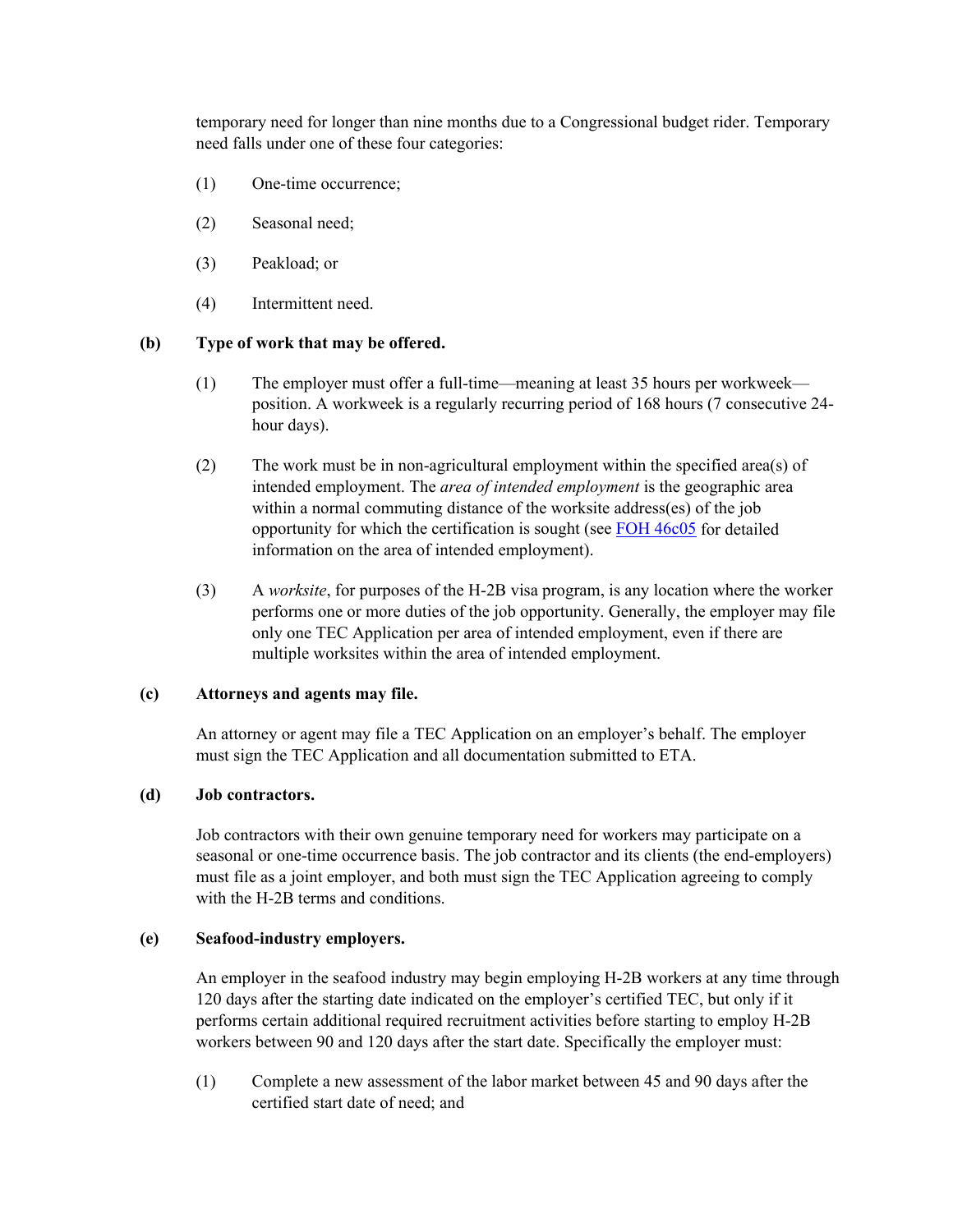temporary need for longer than nine months due to a Congressional budget rider. Temporary need falls under one of these four categories:

(1) One-time occurrence;

(2) Seasonal need;

(3) Peakload; or

(4) Intermittent need.

**(b) Type of work that may be offered.**

(1) The employer must offer a full-time—meaning at least 35 hours per workweek—position. A workweek is a regularly recurring period of 168 hours (7 consecutive 24-hour days).

(2) The work must be in non-agricultural employment within the specified area(s) of intended employment. The *area of intended employment* is the geographic area within a normal commuting distance of the worksite address(es) of the job opportunity for which the certification is sought (see [FOH 46c05]() for detailed information on the area of intended employment).

(3) A *worksite*, for purposes of the H-2B visa program, is any location where the worker performs one or more duties of the job opportunity. Generally, the employer may file only one TEC Application per area of intended employment, even if there are multiple worksites within the area of intended employment.

**(c) Attorneys and agents may file.**

An attorney or agent may file a TEC Application on an employer's behalf. The employer must sign the TEC Application and all documentation submitted to ETA.

**(d) Job contractors.**

Job contractors with their own genuine temporary need for workers may participate on a seasonal or one-time occurrence basis. The job contractor and its clients (the end-employers) must file as a joint employer, and both must sign the TEC Application agreeing to comply with the H-2B terms and conditions.

**(e) Seafood-industry employers.**

An employer in the seafood industry may begin employing H-2B workers at any time through 120 days after the starting date indicated on the employer's certified TEC, but only if it performs certain additional required recruitment activities before starting to employ H-2B workers between 90 and 120 days after the start date. Specifically the employer must:

(1) Complete a new assessment of the labor market between 45 and 90 days after the certified start date of need; and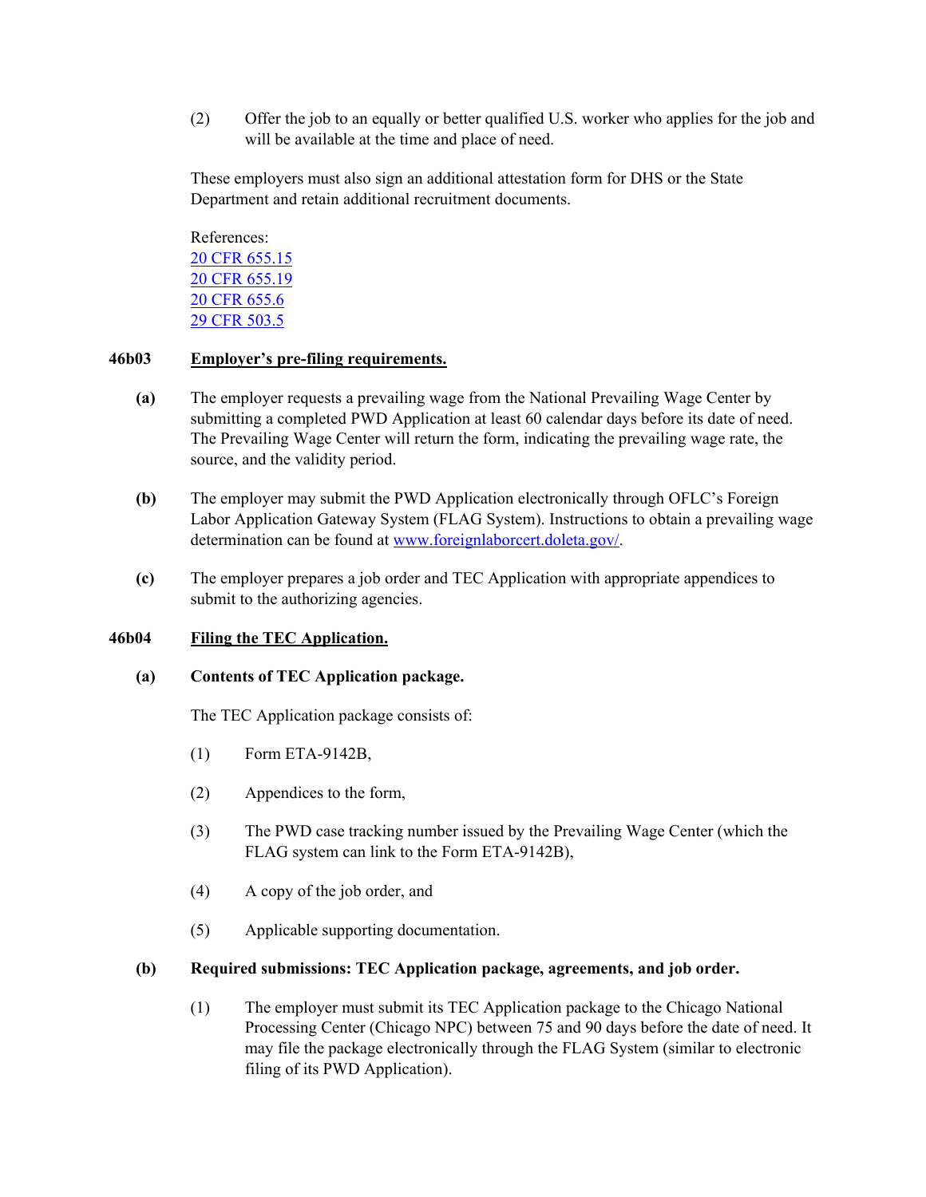(2) Offer the job to an equally or better qualified U.S. worker who applies for the job and will be available at the time and place of need.

These employers must also sign an additional attestation form for DHS or the State Department and retain additional recruitment documents.

References:
[20 CFR 655.15](#)
[20 CFR 655.19](#)
[20 CFR 655.6](#)
[29 CFR 503.5](#)

### 46b03 Employer's pre-filing requirements.

**(a)** The employer requests a prevailing wage from the National Prevailing Wage Center by submitting a completed PWD Application at least 60 calendar days before its date of need. The Prevailing Wage Center will return the form, indicating the prevailing wage rate, the source, and the validity period.

**(b)** The employer may submit the PWD Application electronically through OFLC's Foreign Labor Application Gateway System (FLAG System). Instructions to obtain a prevailing wage determination can be found at [www.foreignlaborcert.doleta.gov/](http://www.foreignlaborcert.doleta.gov/).

**(c)** The employer prepares a job order and TEC Application with appropriate appendices to submit to the authorizing agencies.

### 46b04 Filing the TEC Application.

**(a) Contents of TEC Application package.**

The TEC Application package consists of:

(1) Form ETA-9142B,

(2) Appendices to the form,

(3) The PWD case tracking number issued by the Prevailing Wage Center (which the FLAG system can link to the Form ETA-9142B),

(4) A copy of the job order, and

(5) Applicable supporting documentation.

**(b) Required submissions: TEC Application package, agreements, and job order.**

(1) The employer must submit its TEC Application package to the Chicago National Processing Center (Chicago NPC) between 75 and 90 days before the date of need. It may file the package electronically through the FLAG System (similar to electronic filing of its PWD Application).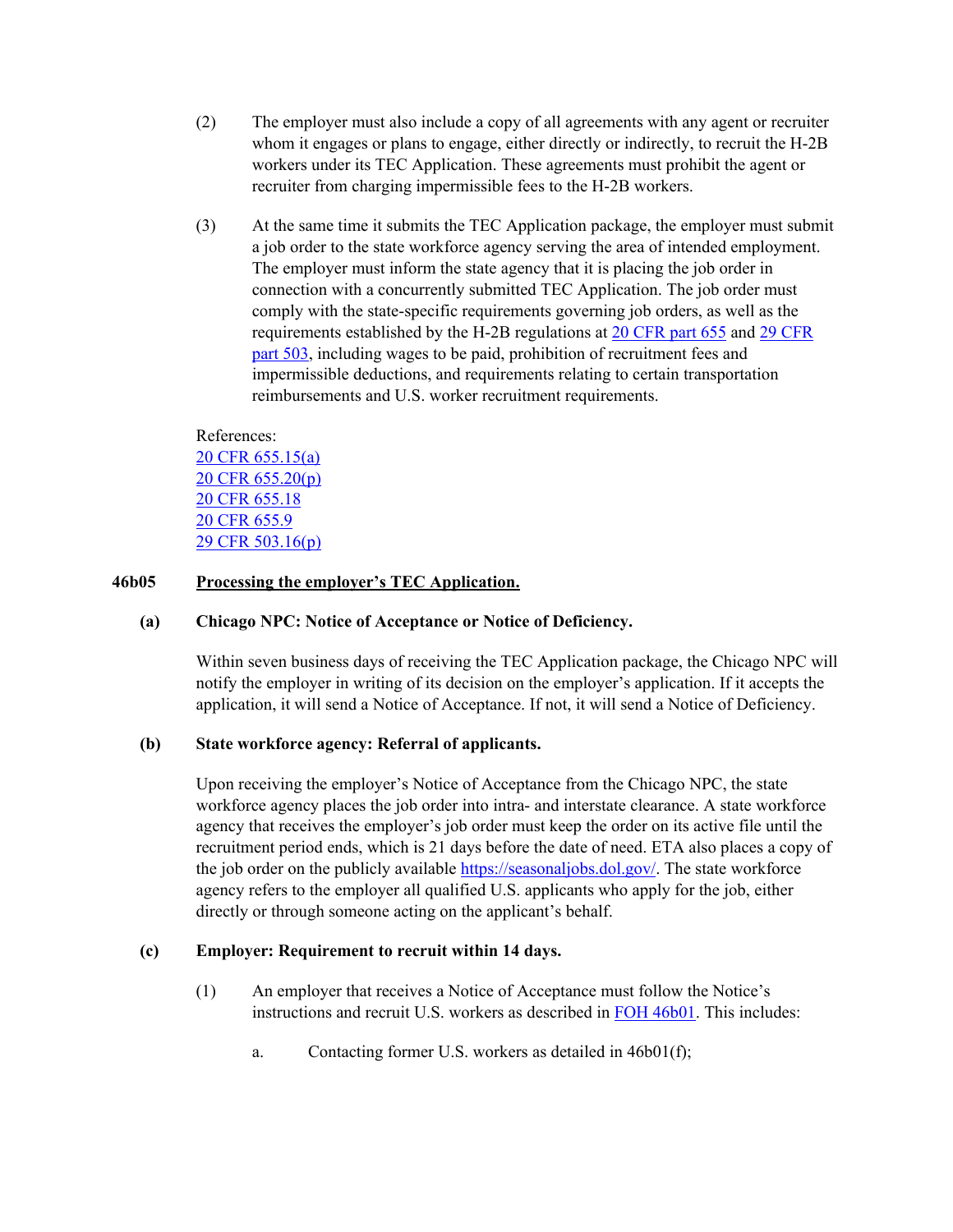(2) The employer must also include a copy of all agreements with any agent or recruiter whom it engages or plans to engage, either directly or indirectly, to recruit the H-2B workers under its TEC Application. These agreements must prohibit the agent or recruiter from charging impermissible fees to the H-2B workers.

(3) At the same time it submits the TEC Application package, the employer must submit a job order to the state workforce agency serving the area of intended employment. The employer must inform the state agency that it is placing the job order in connection with a concurrently submitted TEC Application. The job order must comply with the state-specific requirements governing job orders, as well as the requirements established by the H-2B regulations at [20 CFR part 655]() and [29 CFR part 503](), including wages to be paid, prohibition of recruitment fees and impermissible deductions, and requirements relating to certain transportation reimbursements and U.S. worker recruitment requirements.

References:
[20 CFR 655.15(a)]()
[20 CFR 655.20(p)]()
[20 CFR 655.18]()
[20 CFR 655.9]()
[29 CFR 503.16(p)]()

### 46b05 Processing the employer's TEC Application.

**(a) Chicago NPC: Notice of Acceptance or Notice of Deficiency.**

Within seven business days of receiving the TEC Application package, the Chicago NPC will notify the employer in writing of its decision on the employer's application. If it accepts the application, it will send a Notice of Acceptance. If not, it will send a Notice of Deficiency.

**(b) State workforce agency: Referral of applicants.**

Upon receiving the employer's Notice of Acceptance from the Chicago NPC, the state workforce agency places the job order into intra- and interstate clearance. A state workforce agency that receives the employer's job order must keep the order on its active file until the recruitment period ends, which is 21 days before the date of need. ETA also places a copy of the job order on the publicly available [https://seasonaljobs.dol.gov/](https://seasonaljobs.dol.gov/). The state workforce agency refers to the employer all qualified U.S. applicants who apply for the job, either directly or through someone acting on the applicant's behalf.

**(c) Employer: Requirement to recruit within 14 days.**

(1) An employer that receives a Notice of Acceptance must follow the Notice's instructions and recruit U.S. workers as described in [FOH 46b01](). This includes:

a. Contacting former U.S. workers as detailed in 46b01(f);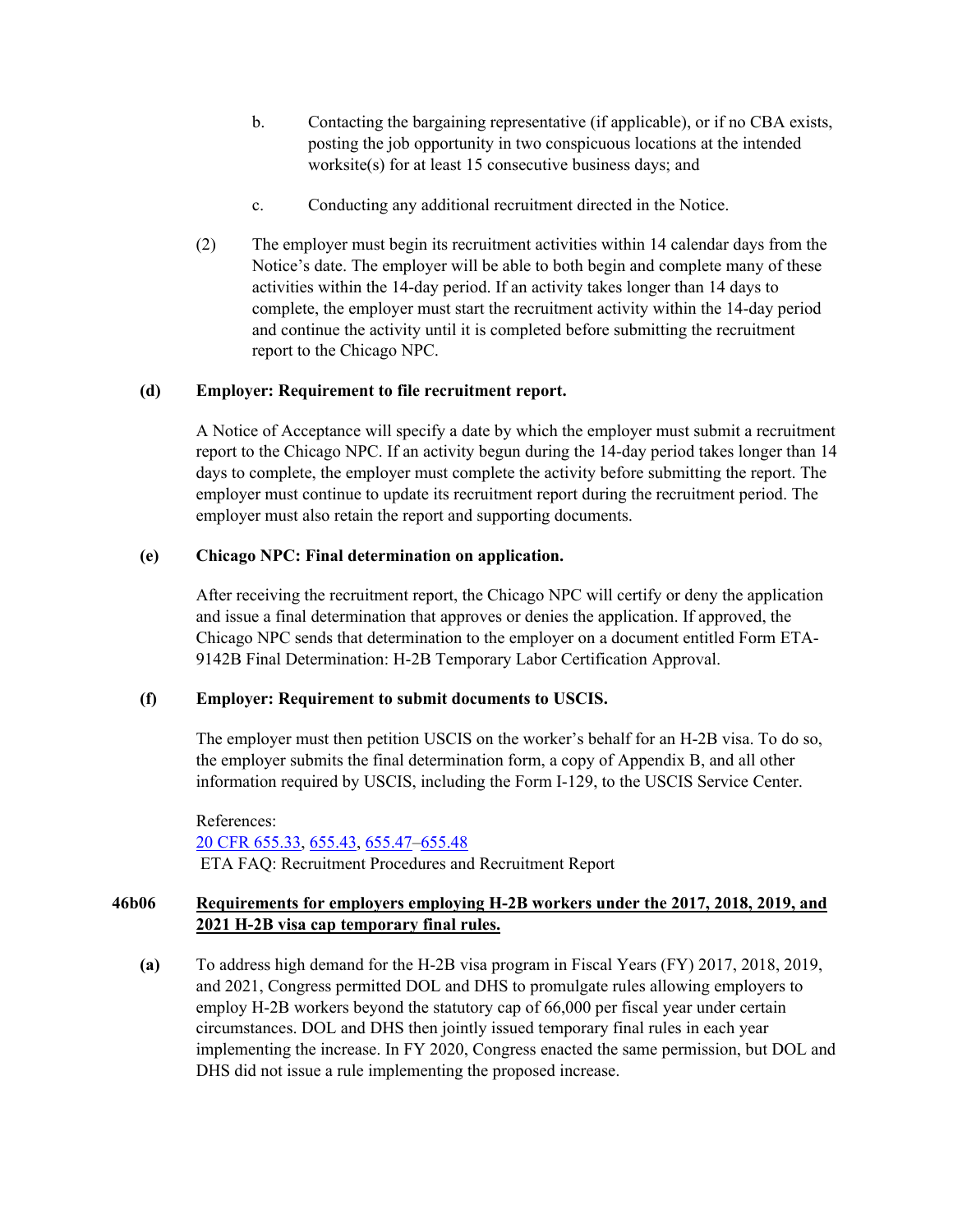b. Contacting the bargaining representative (if applicable), or if no CBA exists, posting the job opportunity in two conspicuous locations at the intended worksite(s) for at least 15 consecutive business days; and

c. Conducting any additional recruitment directed in the Notice.

(2) The employer must begin its recruitment activities within 14 calendar days from the Notice's date. The employer will be able to both begin and complete many of these activities within the 14-day period. If an activity takes longer than 14 days to complete, the employer must start the recruitment activity within the 14-day period and continue the activity until it is completed before submitting the recruitment report to the Chicago NPC.

**(d) Employer: Requirement to file recruitment report.**

A Notice of Acceptance will specify a date by which the employer must submit a recruitment report to the Chicago NPC. If an activity begun during the 14-day period takes longer than 14 days to complete, the employer must complete the activity before submitting the report. The employer must continue to update its recruitment report during the recruitment period. The employer must also retain the report and supporting documents.

**(e) Chicago NPC: Final determination on application.**

After receiving the recruitment report, the Chicago NPC will certify or deny the application and issue a final determination that approves or denies the application. If approved, the Chicago NPC sends that determination to the employer on a document entitled Form ETA-9142B Final Determination: H-2B Temporary Labor Certification Approval.

**(f) Employer: Requirement to submit documents to USCIS.**

The employer must then petition USCIS on the worker's behalf for an H-2B visa. To do so, the employer submits the final determination form, a copy of Appendix B, and all other information required by USCIS, including the Form I-129, to the USCIS Service Center.

References:
20 CFR 655.33, 655.43, 655.47–655.48
ETA FAQ: Recruitment Procedures and Recruitment Report

## 46b06 Requirements for employers employing H-2B workers under the 2017, 2018, 2019, and 2021 H-2B visa cap temporary final rules.

**(a)** To address high demand for the H-2B visa program in Fiscal Years (FY) 2017, 2018, 2019, and 2021, Congress permitted DOL and DHS to promulgate rules allowing employers to employ H-2B workers beyond the statutory cap of 66,000 per fiscal year under certain circumstances. DOL and DHS then jointly issued temporary final rules in each year implementing the increase. In FY 2020, Congress enacted the same permission, but DOL and DHS did not issue a rule implementing the proposed increase.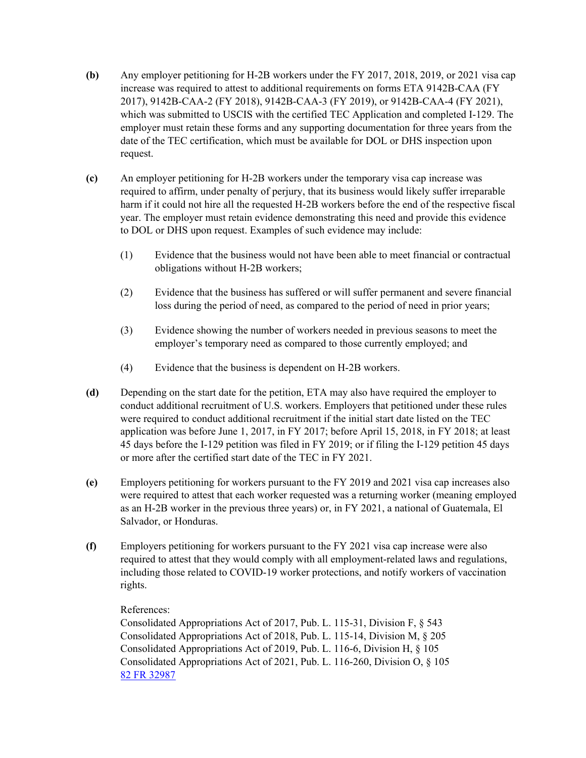**(b)** Any employer petitioning for H-2B workers under the FY 2017, 2018, 2019, or 2021 visa cap increase was required to attest to additional requirements on forms ETA 9142B-CAA (FY 2017), 9142B-CAA-2 (FY 2018), 9142B-CAA-3 (FY 2019), or 9142B-CAA-4 (FY 2021), which was submitted to USCIS with the certified TEC Application and completed I-129. The employer must retain these forms and any supporting documentation for three years from the date of the TEC certification, which must be available for DOL or DHS inspection upon request.

**(c)** An employer petitioning for H-2B workers under the temporary visa cap increase was required to affirm, under penalty of perjury, that its business would likely suffer irreparable harm if it could not hire all the requested H-2B workers before the end of the respective fiscal year. The employer must retain evidence demonstrating this need and provide this evidence to DOL or DHS upon request. Examples of such evidence may include:

(1) Evidence that the business would not have been able to meet financial or contractual obligations without H-2B workers;

(2) Evidence that the business has suffered or will suffer permanent and severe financial loss during the period of need, as compared to the period of need in prior years;

(3) Evidence showing the number of workers needed in previous seasons to meet the employer's temporary need as compared to those currently employed; and

(4) Evidence that the business is dependent on H-2B workers.

**(d)** Depending on the start date for the petition, ETA may also have required the employer to conduct additional recruitment of U.S. workers. Employers that petitioned under these rules were required to conduct additional recruitment if the initial start date listed on the TEC application was before June 1, 2017, in FY 2017; before April 15, 2018, in FY 2018; at least 45 days before the I-129 petition was filed in FY 2019; or if filing the I-129 petition 45 days or more after the certified start date of the TEC in FY 2021.

**(e)** Employers petitioning for workers pursuant to the FY 2019 and 2021 visa cap increases also were required to attest that each worker requested was a returning worker (meaning employed as an H-2B worker in the previous three years) or, in FY 2021, a national of Guatemala, El Salvador, or Honduras.

**(f)** Employers petitioning for workers pursuant to the FY 2021 visa cap increase were also required to attest that they would comply with all employment-related laws and regulations, including those related to COVID-19 worker protections, and notify workers of vaccination rights.

References:
Consolidated Appropriations Act of 2017, Pub. L. 115-31, Division F, § 543
Consolidated Appropriations Act of 2018, Pub. L. 115-14, Division M, § 205
Consolidated Appropriations Act of 2019, Pub. L. 116-6, Division H, § 105
Consolidated Appropriations Act of 2021, Pub. L. 116-260, Division O, § 105
82 FR 32987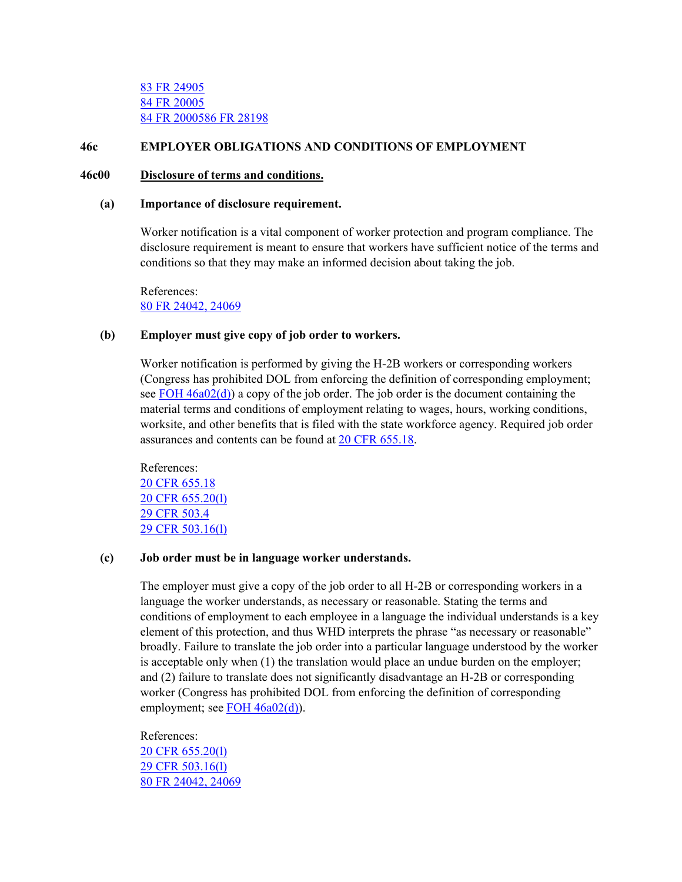83 FR 24905
84 FR 20005
84 FR 2000586 FR 28198

## 46c EMPLOYER OBLIGATIONS AND CONDITIONS OF EMPLOYMENT

### 46c00 Disclosure of terms and conditions.

**(a) Importance of disclosure requirement.**

Worker notification is a vital component of worker protection and program compliance. The disclosure requirement is meant to ensure that workers have sufficient notice of the terms and conditions so that they may make an informed decision about taking the job.

References:
80 FR 24042, 24069

**(b) Employer must give copy of job order to workers.**

Worker notification is performed by giving the H-2B workers or corresponding workers (Congress has prohibited DOL from enforcing the definition of corresponding employment; see FOH 46a02(d)) a copy of the job order. The job order is the document containing the material terms and conditions of employment relating to wages, hours, working conditions, worksite, and other benefits that is filed with the state workforce agency. Required job order assurances and contents can be found at 20 CFR 655.18.

References:
20 CFR 655.18
20 CFR 655.20(l)
29 CFR 503.4
29 CFR 503.16(l)

**(c) Job order must be in language worker understands.**

The employer must give a copy of the job order to all H-2B or corresponding workers in a language the worker understands, as necessary or reasonable. Stating the terms and conditions of employment to each employee in a language the individual understands is a key element of this protection, and thus WHD interprets the phrase "as necessary or reasonable" broadly. Failure to translate the job order into a particular language understood by the worker is acceptable only when (1) the translation would place an undue burden on the employer; and (2) failure to translate does not significantly disadvantage an H-2B or corresponding worker (Congress has prohibited DOL from enforcing the definition of corresponding employment; see FOH 46a02(d)).

References:
20 CFR 655.20(l)
29 CFR 503.16(l)
80 FR 24042, 24069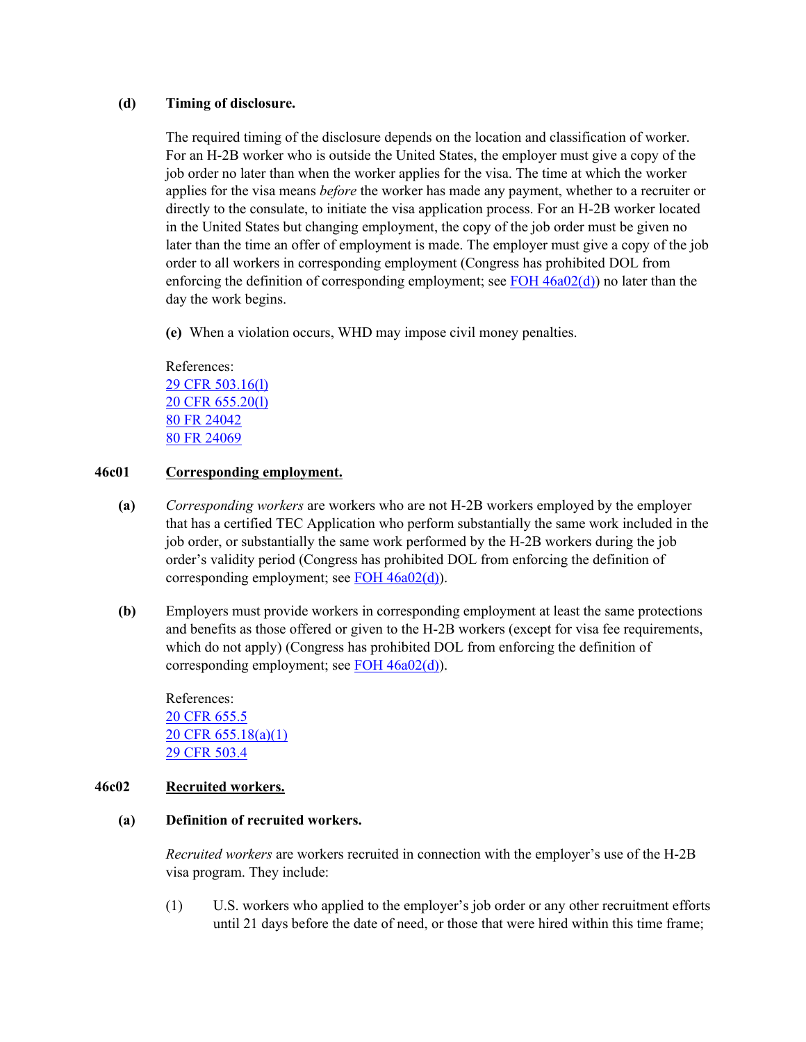**(d) Timing of disclosure.**

The required timing of the disclosure depends on the location and classification of worker. For an H-2B worker who is outside the United States, the employer must give a copy of the job order no later than when the worker applies for the visa. The time at which the worker applies for the visa means *before* the worker has made any payment, whether to a recruiter or directly to the consulate, to initiate the visa application process. For an H-2B worker located in the United States but changing employment, the copy of the job order must be given no later than the time an offer of employment is made. The employer must give a copy of the job order to all workers in corresponding employment (Congress has prohibited DOL from enforcing the definition of corresponding employment; see FOH 46a02(d)) no later than the day the work begins.

**(e)** When a violation occurs, WHD may impose civil money penalties.

References:
29 CFR 503.16(l)
20 CFR 655.20(l)
80 FR 24042
80 FR 24069

## 46c01 Corresponding employment.

**(a)** *Corresponding workers* are workers who are not H-2B workers employed by the employer that has a certified TEC Application who perform substantially the same work included in the job order, or substantially the same work performed by the H-2B workers during the job order's validity period (Congress has prohibited DOL from enforcing the definition of corresponding employment; see FOH 46a02(d)).

**(b)** Employers must provide workers in corresponding employment at least the same protections and benefits as those offered or given to the H-2B workers (except for visa fee requirements, which do not apply) (Congress has prohibited DOL from enforcing the definition of corresponding employment; see FOH 46a02(d)).

References:
20 CFR 655.5
20 CFR 655.18(a)(1)
29 CFR 503.4

## 46c02 Recruited workers.

**(a) Definition of recruited workers.**

*Recruited workers* are workers recruited in connection with the employer's use of the H-2B visa program. They include:

(1) U.S. workers who applied to the employer's job order or any other recruitment efforts until 21 days before the date of need, or those that were hired within this time frame;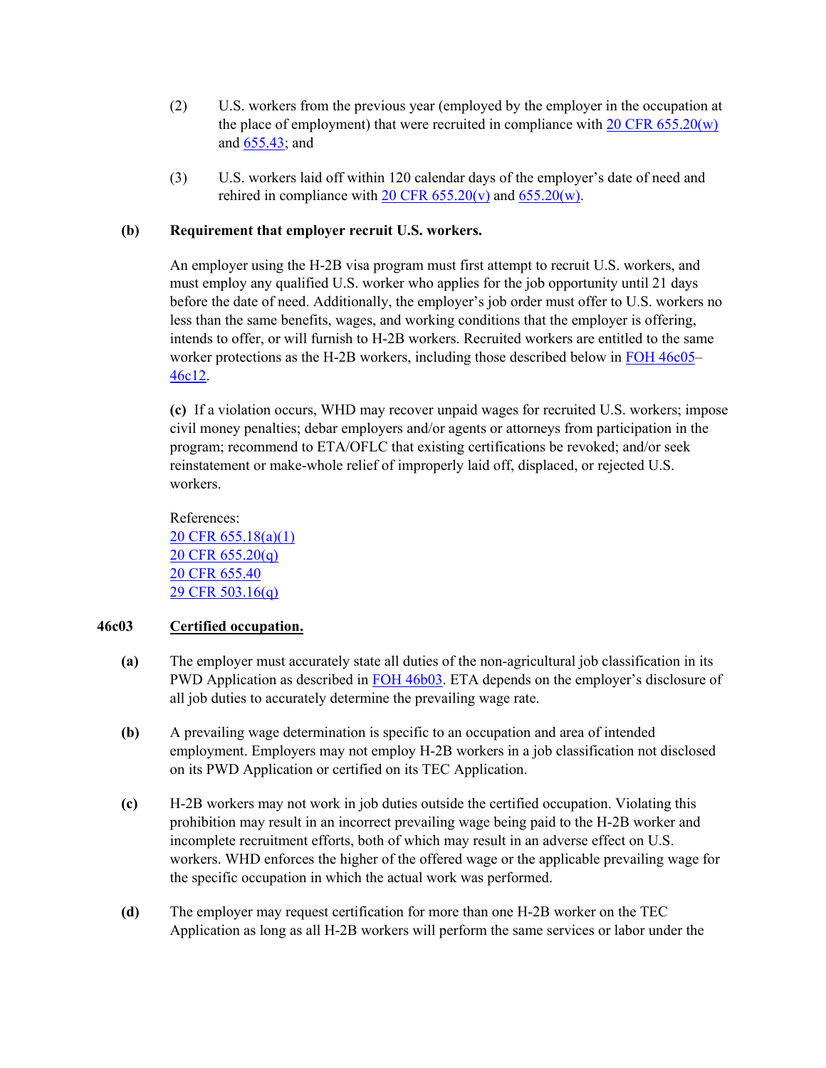(2) U.S. workers from the previous year (employed by the employer in the occupation at the place of employment) that were recruited in compliance with 20 CFR 655.20(w) and 655.43; and

(3) U.S. workers laid off within 120 calendar days of the employer's date of need and rehired in compliance with 20 CFR 655.20(v) and 655.20(w).

**(b) Requirement that employer recruit U.S. workers.**

An employer using the H-2B visa program must first attempt to recruit U.S. workers, and must employ any qualified U.S. worker who applies for the job opportunity until 21 days before the date of need. Additionally, the employer's job order must offer to U.S. workers no less than the same benefits, wages, and working conditions that the employer is offering, intends to offer, or will furnish to H-2B workers. Recruited workers are entitled to the same worker protections as the H-2B workers, including those described below in FOH 46c05–46c12.

**(c)** If a violation occurs, WHD may recover unpaid wages for recruited U.S. workers; impose civil money penalties; debar employers and/or agents or attorneys from participation in the program; recommend to ETA/OFLC that existing certifications be revoked; and/or seek reinstatement or make-whole relief of improperly laid off, displaced, or rejected U.S. workers.

References:
20 CFR 655.18(a)(1)
20 CFR 655.20(q)
20 CFR 655.40
29 CFR 503.16(q)

## 46c03 Certified occupation.

**(a)** The employer must accurately state all duties of the non-agricultural job classification in its PWD Application as described in FOH 46b03. ETA depends on the employer's disclosure of all job duties to accurately determine the prevailing wage rate.

**(b)** A prevailing wage determination is specific to an occupation and area of intended employment. Employers may not employ H-2B workers in a job classification not disclosed on its PWD Application or certified on its TEC Application.

**(c)** H-2B workers may not work in job duties outside the certified occupation. Violating this prohibition may result in an incorrect prevailing wage being paid to the H-2B worker and incomplete recruitment efforts, both of which may result in an adverse effect on U.S. workers. WHD enforces the higher of the offered wage or the applicable prevailing wage for the specific occupation in which the actual work was performed.

**(d)** The employer may request certification for more than one H-2B worker on the TEC Application as long as all H-2B workers will perform the same services or labor under the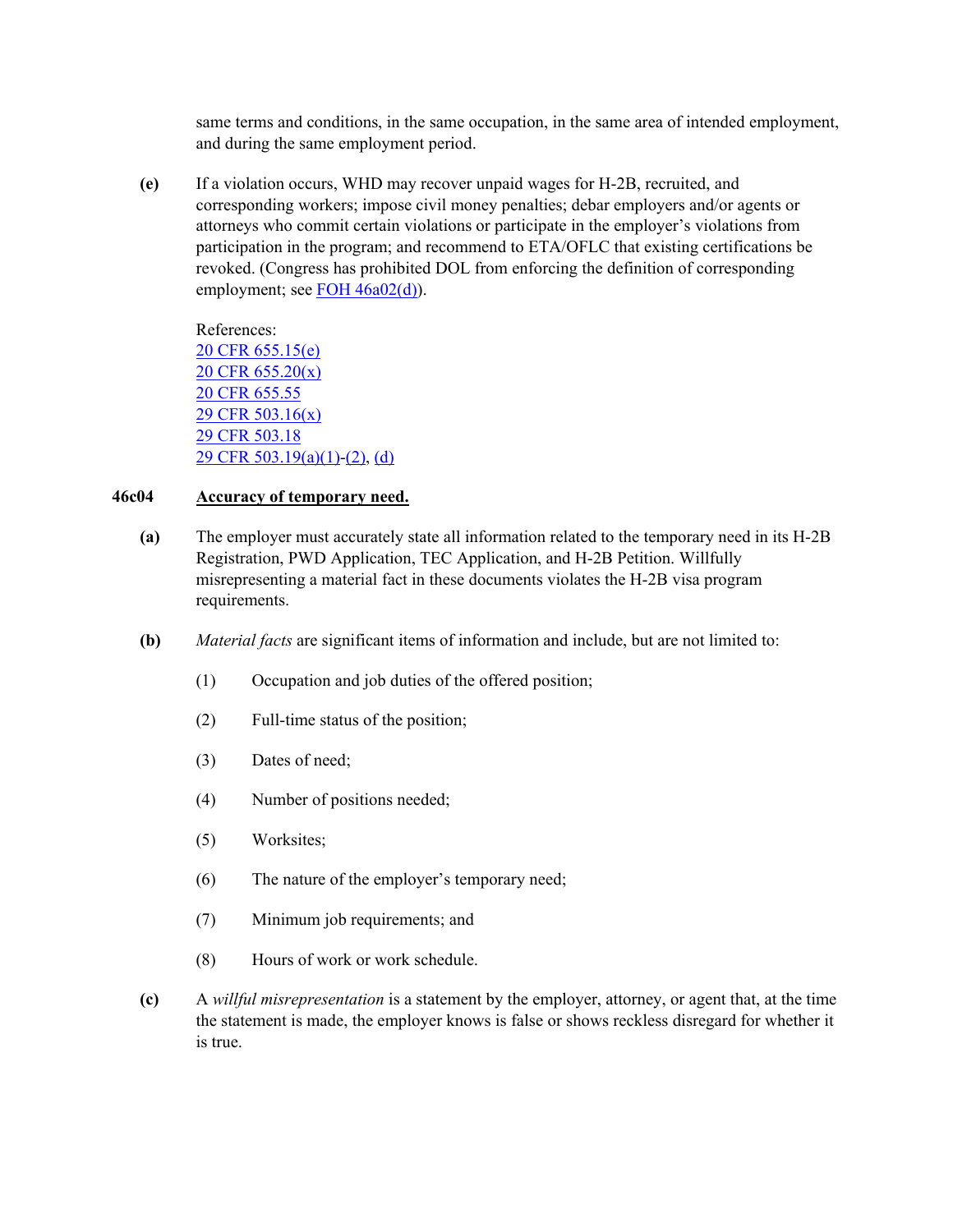same terms and conditions, in the same occupation, in the same area of intended employment, and during the same employment period.

**(e)** If a violation occurs, WHD may recover unpaid wages for H-2B, recruited, and corresponding workers; impose civil money penalties; debar employers and/or agents or attorneys who commit certain violations or participate in the employer's violations from participation in the program; and recommend to ETA/OFLC that existing certifications be revoked. (Congress has prohibited DOL from enforcing the definition of corresponding employment; see [FOH 46a02(d)](FOH 46a02(d))).

References:
[20 CFR 655.15(e)](20 CFR 655.15(e))
[20 CFR 655.20(x)](20 CFR 655.20(x))
[20 CFR 655.55](20 CFR 655.55)
[29 CFR 503.16(x)](29 CFR 503.16(x))
[29 CFR 503.18](29 CFR 503.18)
[29 CFR 503.19(a)(1)](29 CFR 503.19(a)(1))-[(2)](29 CFR 503.19(a)(2)), [(d)](29 CFR 503.19(d))

## 46c04 Accuracy of temporary need.

**(a)** The employer must accurately state all information related to the temporary need in its H-2B Registration, PWD Application, TEC Application, and H-2B Petition. Willfully misrepresenting a material fact in these documents violates the H-2B visa program requirements.

**(b)** *Material facts* are significant items of information and include, but are not limited to:

(1) Occupation and job duties of the offered position;

(2) Full-time status of the position;

(3) Dates of need;

(4) Number of positions needed;

(5) Worksites;

(6) The nature of the employer's temporary need;

(7) Minimum job requirements; and

(8) Hours of work or work schedule.

**(c)** A *willful misrepresentation* is a statement by the employer, attorney, or agent that, at the time the statement is made, the employer knows is false or shows reckless disregard for whether it is true.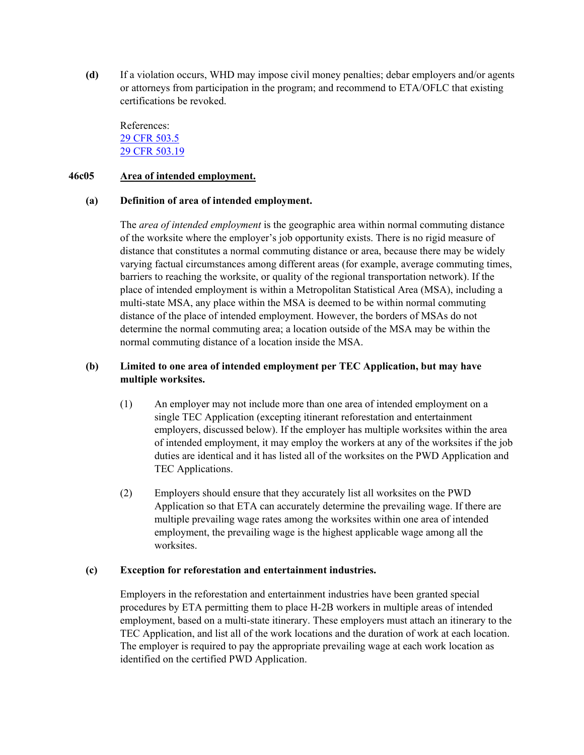**(d)** If a violation occurs, WHD may impose civil money penalties; debar employers and/or agents or attorneys from participation in the program; and recommend to ETA/OFLC that existing certifications be revoked.

References:
29 CFR 503.5
29 CFR 503.19

## 46c05 Area of intended employment.

### (a) Definition of area of intended employment.

The *area of intended employment* is the geographic area within normal commuting distance of the worksite where the employer's job opportunity exists. There is no rigid measure of distance that constitutes a normal commuting distance or area, because there may be widely varying factual circumstances among different areas (for example, average commuting times, barriers to reaching the worksite, or quality of the regional transportation network). If the place of intended employment is within a Metropolitan Statistical Area (MSA), including a multi-state MSA, any place within the MSA is deemed to be within normal commuting distance of the place of intended employment. However, the borders of MSAs do not determine the normal commuting area; a location outside of the MSA may be within the normal commuting distance of a location inside the MSA.

### (b) Limited to one area of intended employment per TEC Application, but may have multiple worksites.

(1) An employer may not include more than one area of intended employment on a single TEC Application (excepting itinerant reforestation and entertainment employers, discussed below). If the employer has multiple worksites within the area of intended employment, it may employ the workers at any of the worksites if the job duties are identical and it has listed all of the worksites on the PWD Application and TEC Applications.

(2) Employers should ensure that they accurately list all worksites on the PWD Application so that ETA can accurately determine the prevailing wage. If there are multiple prevailing wage rates among the worksites within one area of intended employment, the prevailing wage is the highest applicable wage among all the worksites.

### (c) Exception for reforestation and entertainment industries.

Employers in the reforestation and entertainment industries have been granted special procedures by ETA permitting them to place H-2B workers in multiple areas of intended employment, based on a multi-state itinerary. These employers must attach an itinerary to the TEC Application, and list all of the work locations and the duration of work at each location. The employer is required to pay the appropriate prevailing wage at each work location as identified on the certified PWD Application.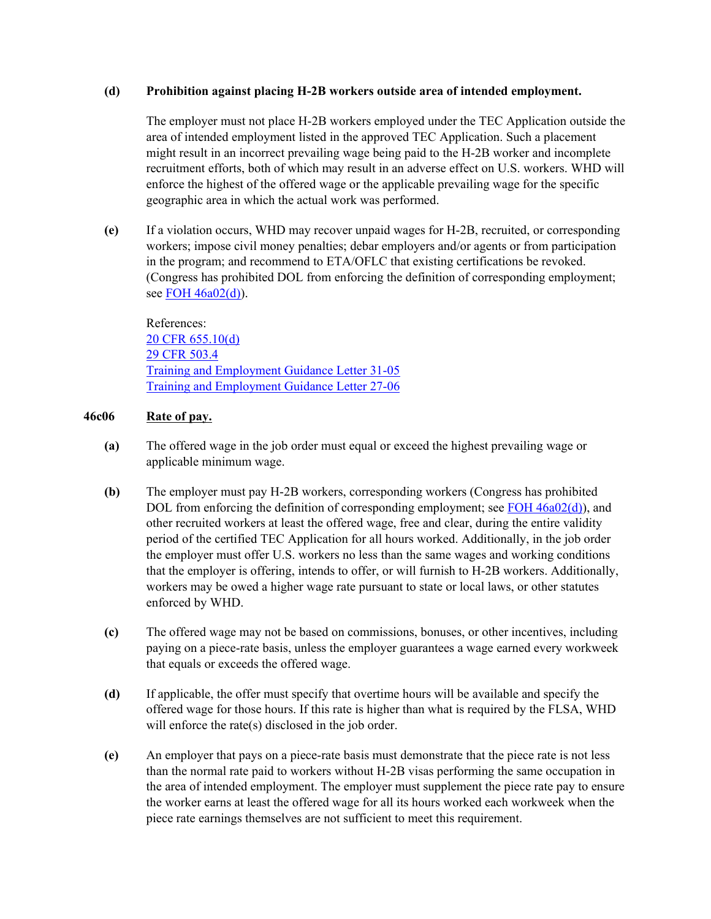**(d)** **Prohibition against placing H-2B workers outside area of intended employment.**

The employer must not place H-2B workers employed under the TEC Application outside the area of intended employment listed in the approved TEC Application. Such a placement might result in an incorrect prevailing wage being paid to the H-2B worker and incomplete recruitment efforts, both of which may result in an adverse effect on U.S. workers. WHD will enforce the highest of the offered wage or the applicable prevailing wage for the specific geographic area in which the actual work was performed.

**(e)** If a violation occurs, WHD may recover unpaid wages for H-2B, recruited, or corresponding workers; impose civil money penalties; debar employers and/or agents or from participation in the program; and recommend to ETA/OFLC that existing certifications be revoked. (Congress has prohibited DOL from enforcing the definition of corresponding employment; see FOH 46a02(d)).

References:
20 CFR 655.10(d)
29 CFR 503.4
Training and Employment Guidance Letter 31-05
Training and Employment Guidance Letter 27-06

## 46c06 Rate of pay.

**(a)** The offered wage in the job order must equal or exceed the highest prevailing wage or applicable minimum wage.

**(b)** The employer must pay H-2B workers, corresponding workers (Congress has prohibited DOL from enforcing the definition of corresponding employment; see FOH 46a02(d)), and other recruited workers at least the offered wage, free and clear, during the entire validity period of the certified TEC Application for all hours worked. Additionally, in the job order the employer must offer U.S. workers no less than the same wages and working conditions that the employer is offering, intends to offer, or will furnish to H-2B workers. Additionally, workers may be owed a higher wage rate pursuant to state or local laws, or other statutes enforced by WHD.

**(c)** The offered wage may not be based on commissions, bonuses, or other incentives, including paying on a piece-rate basis, unless the employer guarantees a wage earned every workweek that equals or exceeds the offered wage.

**(d)** If applicable, the offer must specify that overtime hours will be available and specify the offered wage for those hours. If this rate is higher than what is required by the FLSA, WHD will enforce the rate(s) disclosed in the job order.

**(e)** An employer that pays on a piece-rate basis must demonstrate that the piece rate is not less than the normal rate paid to workers without H-2B visas performing the same occupation in the area of intended employment. The employer must supplement the piece rate pay to ensure the worker earns at least the offered wage for all its hours worked each workweek when the piece rate earnings themselves are not sufficient to meet this requirement.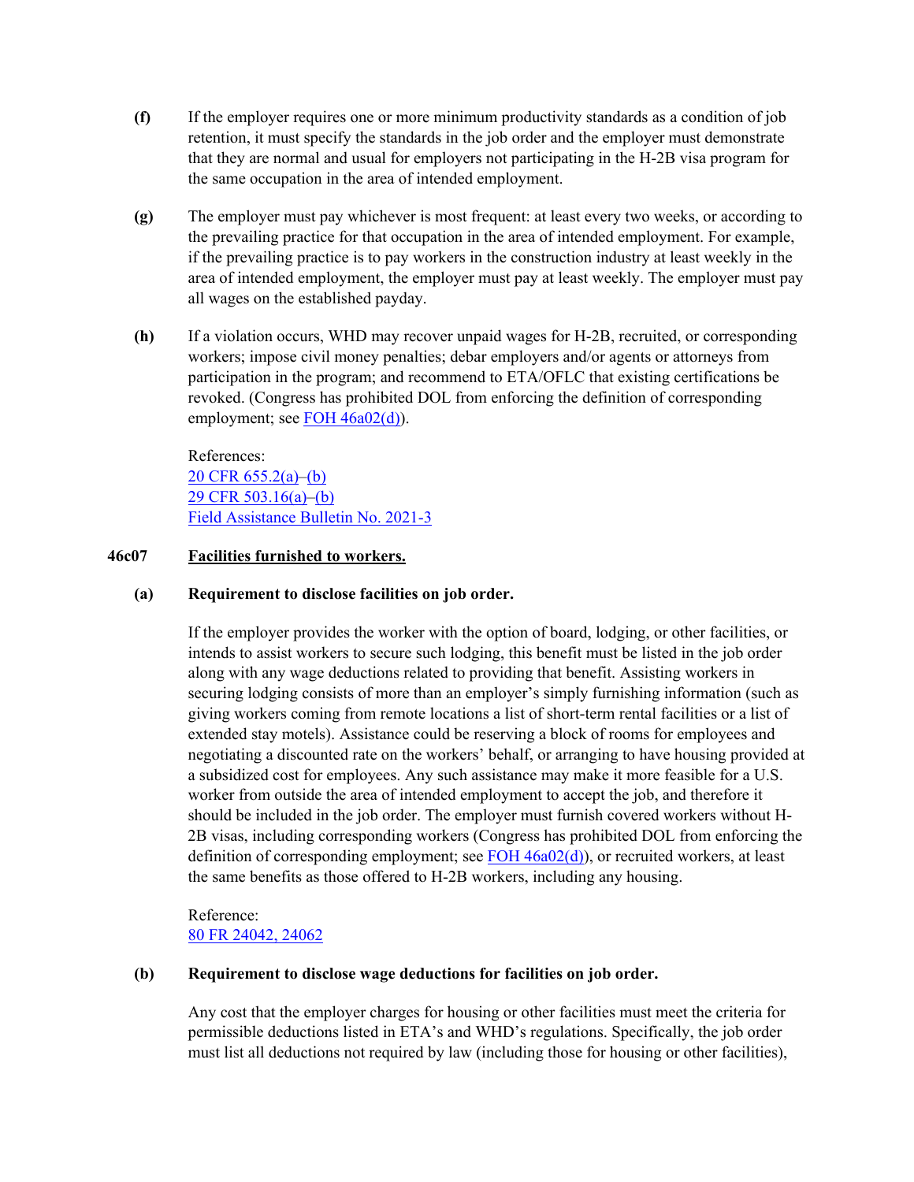**(f)** If the employer requires one or more minimum productivity standards as a condition of job retention, it must specify the standards in the job order and the employer must demonstrate that they are normal and usual for employers not participating in the H-2B visa program for the same occupation in the area of intended employment.

**(g)** The employer must pay whichever is most frequent: at least every two weeks, or according to the prevailing practice for that occupation in the area of intended employment. For example, if the prevailing practice is to pay workers in the construction industry at least weekly in the area of intended employment, the employer must pay at least weekly. The employer must pay all wages on the established payday.

**(h)** If a violation occurs, WHD may recover unpaid wages for H-2B, recruited, or corresponding workers; impose civil money penalties; debar employers and/or agents or attorneys from participation in the program; and recommend to ETA/OFLC that existing certifications be revoked. (Congress has prohibited DOL from enforcing the definition of corresponding employment; see FOH 46a02(d)).

References:
20 CFR 655.2(a)–(b)
29 CFR 503.16(a)–(b)
Field Assistance Bulletin No. 2021-3

## 46c07 Facilities furnished to workers.

### (a) Requirement to disclose facilities on job order.

If the employer provides the worker with the option of board, lodging, or other facilities, or intends to assist workers to secure such lodging, this benefit must be listed in the job order along with any wage deductions related to providing that benefit. Assisting workers in securing lodging consists of more than an employer's simply furnishing information (such as giving workers coming from remote locations a list of short-term rental facilities or a list of extended stay motels). Assistance could be reserving a block of rooms for employees and negotiating a discounted rate on the workers' behalf, or arranging to have housing provided at a subsidized cost for employees. Any such assistance may make it more feasible for a U.S. worker from outside the area of intended employment to accept the job, and therefore it should be included in the job order. The employer must furnish covered workers without H-2B visas, including corresponding workers (Congress has prohibited DOL from enforcing the definition of corresponding employment; see FOH 46a02(d)), or recruited workers, at least the same benefits as those offered to H-2B workers, including any housing.

Reference:
80 FR 24042, 24062

### (b) Requirement to disclose wage deductions for facilities on job order.

Any cost that the employer charges for housing or other facilities must meet the criteria for permissible deductions listed in ETA's and WHD's regulations. Specifically, the job order must list all deductions not required by law (including those for housing or other facilities),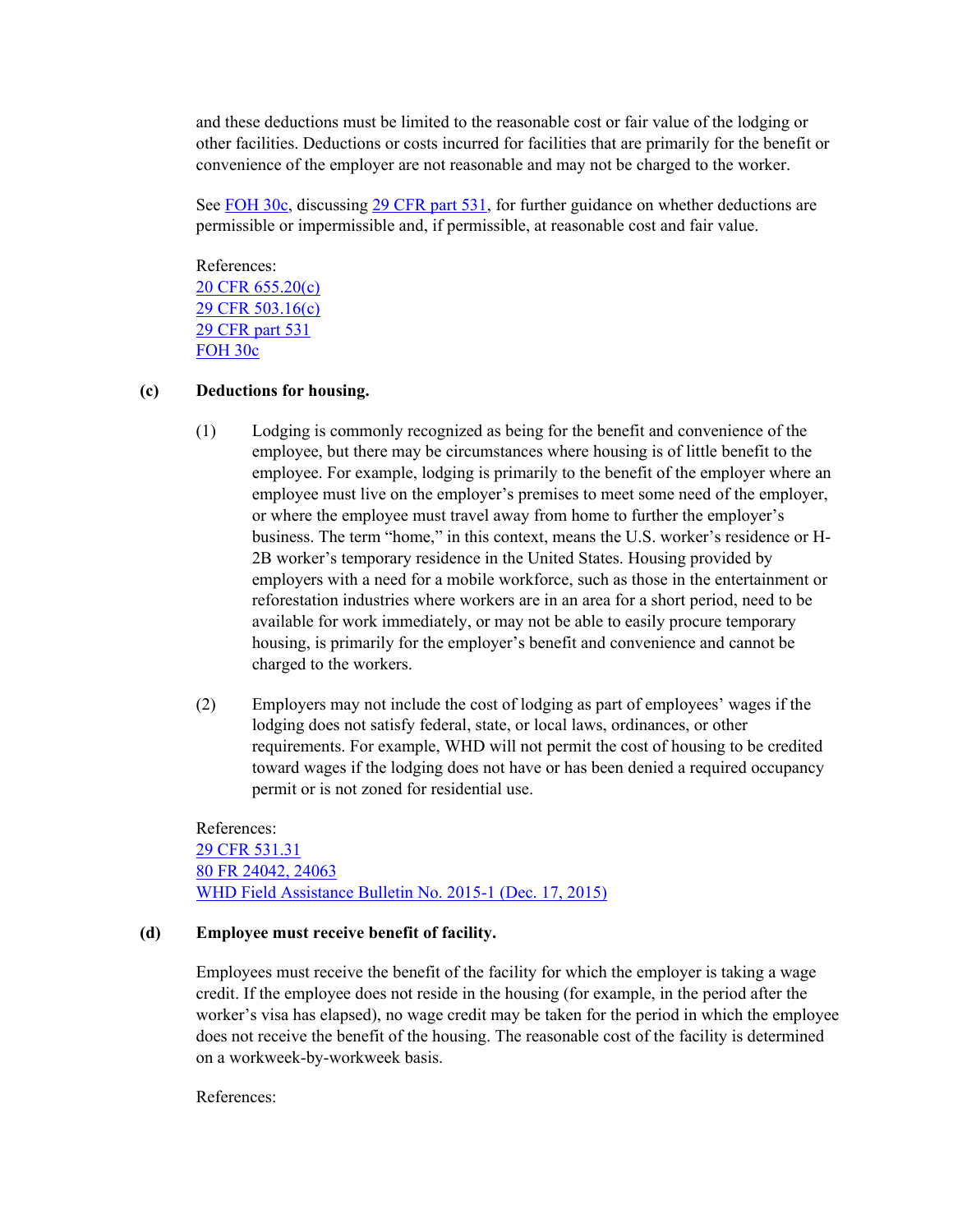and these deductions must be limited to the reasonable cost or fair value of the lodging or other facilities. Deductions or costs incurred for facilities that are primarily for the benefit or convenience of the employer are not reasonable and may not be charged to the worker.

See FOH 30c, discussing 29 CFR part 531, for further guidance on whether deductions are permissible or impermissible and, if permissible, at reasonable cost and fair value.

References:
20 CFR 655.20(c)
29 CFR 503.16(c)
29 CFR part 531
FOH 30c

**(c) Deductions for housing.**

(1) Lodging is commonly recognized as being for the benefit and convenience of the employee, but there may be circumstances where housing is of little benefit to the employee. For example, lodging is primarily to the benefit of the employer where an employee must live on the employer's premises to meet some need of the employer, or where the employee must travel away from home to further the employer's business. The term "home," in this context, means the U.S. worker's residence or H-2B worker's temporary residence in the United States. Housing provided by employers with a need for a mobile workforce, such as those in the entertainment or reforestation industries where workers are in an area for a short period, need to be available for work immediately, or may not be able to easily procure temporary housing, is primarily for the employer's benefit and convenience and cannot be charged to the workers.

(2) Employers may not include the cost of lodging as part of employees' wages if the lodging does not satisfy federal, state, or local laws, ordinances, or other requirements. For example, WHD will not permit the cost of housing to be credited toward wages if the lodging does not have or has been denied a required occupancy permit or is not zoned for residential use.

References:
29 CFR 531.31
80 FR 24042, 24063
WHD Field Assistance Bulletin No. 2015-1 (Dec. 17, 2015)

**(d) Employee must receive benefit of facility.**

Employees must receive the benefit of the facility for which the employer is taking a wage credit. If the employee does not reside in the housing (for example, in the period after the worker's visa has elapsed), no wage credit may be taken for the period in which the employee does not receive the benefit of the housing. The reasonable cost of the facility is determined on a workweek-by-workweek basis.

References: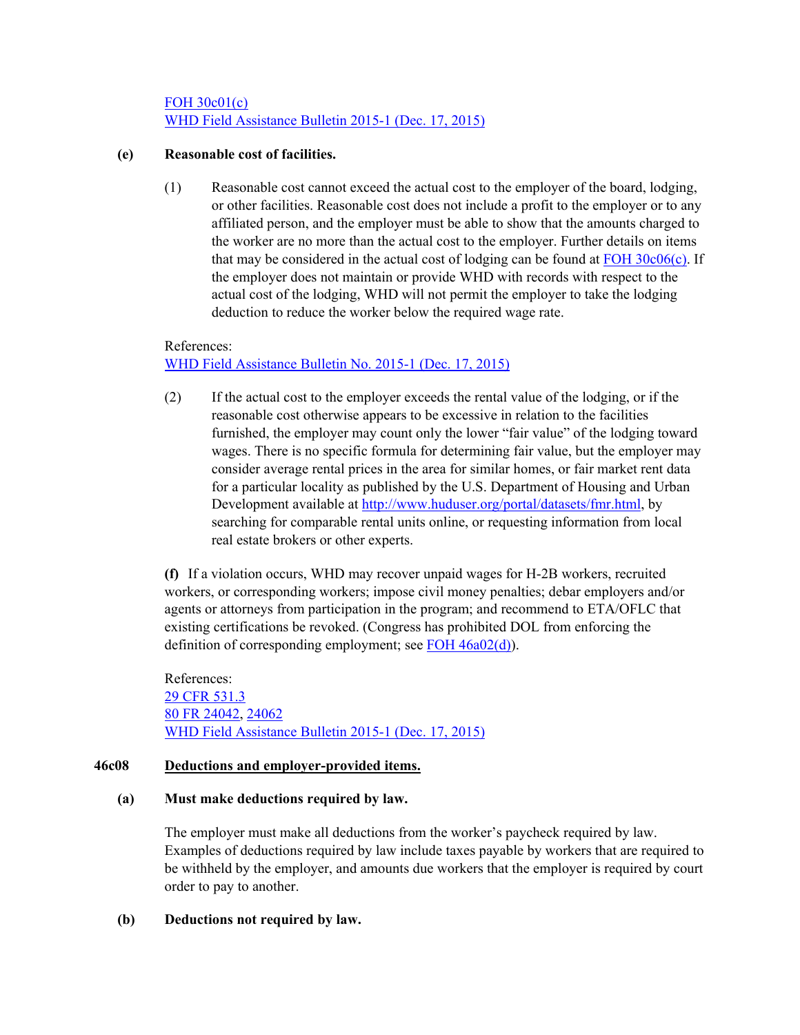FOH 30c01(c)
WHD Field Assistance Bulletin 2015-1 (Dec. 17, 2015)

**(e) Reasonable cost of facilities.**

(1) Reasonable cost cannot exceed the actual cost to the employer of the board, lodging, or other facilities. Reasonable cost does not include a profit to the employer or to any affiliated person, and the employer must be able to show that the amounts charged to the worker are no more than the actual cost to the employer. Further details on items that may be considered in the actual cost of lodging can be found at FOH 30c06(c). If the employer does not maintain or provide WHD with records with respect to the actual cost of the lodging, WHD will not permit the employer to take the lodging deduction to reduce the worker below the required wage rate.

References:
WHD Field Assistance Bulletin No. 2015-1 (Dec. 17, 2015)

(2) If the actual cost to the employer exceeds the rental value of the lodging, or if the reasonable cost otherwise appears to be excessive in relation to the facilities furnished, the employer may count only the lower "fair value" of the lodging toward wages. There is no specific formula for determining fair value, but the employer may consider average rental prices in the area for similar homes, or fair market rent data for a particular locality as published by the U.S. Department of Housing and Urban Development available at http://www.huduser.org/portal/datasets/fmr.html, by searching for comparable rental units online, or requesting information from local real estate brokers or other experts.

**(f)** If a violation occurs, WHD may recover unpaid wages for H-2B workers, recruited workers, or corresponding workers; impose civil money penalties; debar employers and/or agents or attorneys from participation in the program; and recommend to ETA/OFLC that existing certifications be revoked. (Congress has prohibited DOL from enforcing the definition of corresponding employment; see FOH 46a02(d)).

References:
29 CFR 531.3
80 FR 24042, 24062
WHD Field Assistance Bulletin 2015-1 (Dec. 17, 2015)

## 46c08 Deductions and employer-provided items.

**(a) Must make deductions required by law.**

The employer must make all deductions from the worker's paycheck required by law. Examples of deductions required by law include taxes payable by workers that are required to be withheld by the employer, and amounts due workers that the employer is required by court order to pay to another.

**(b) Deductions not required by law.**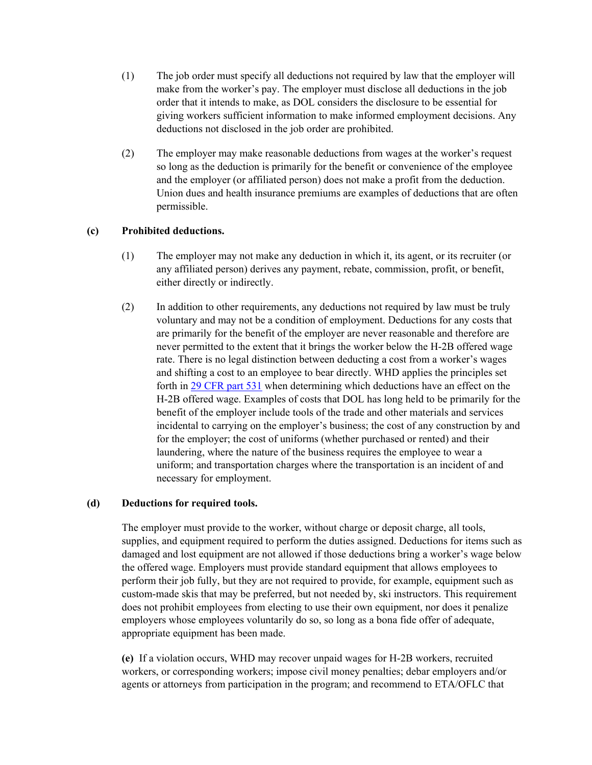(1) The job order must specify all deductions not required by law that the employer will make from the worker's pay. The employer must disclose all deductions in the job order that it intends to make, as DOL considers the disclosure to be essential for giving workers sufficient information to make informed employment decisions. Any deductions not disclosed in the job order are prohibited.

(2) The employer may make reasonable deductions from wages at the worker's request so long as the deduction is primarily for the benefit or convenience of the employee and the employer (or affiliated person) does not make a profit from the deduction. Union dues and health insurance premiums are examples of deductions that are often permissible.

**(c) Prohibited deductions.**

(1) The employer may not make any deduction in which it, its agent, or its recruiter (or any affiliated person) derives any payment, rebate, commission, profit, or benefit, either directly or indirectly.

(2) In addition to other requirements, any deductions not required by law must be truly voluntary and may not be a condition of employment. Deductions for any costs that are primarily for the benefit of the employer are never reasonable and therefore are never permitted to the extent that it brings the worker below the H-2B offered wage rate. There is no legal distinction between deducting a cost from a worker's wages and shifting a cost to an employee to bear directly. WHD applies the principles set forth in [29 CFR part 531] when determining which deductions have an effect on the H-2B offered wage. Examples of costs that DOL has long held to be primarily for the benefit of the employer include tools of the trade and other materials and services incidental to carrying on the employer's business; the cost of any construction by and for the employer; the cost of uniforms (whether purchased or rented) and their laundering, where the nature of the business requires the employee to wear a uniform; and transportation charges where the transportation is an incident of and necessary for employment.

**(d) Deductions for required tools.**

The employer must provide to the worker, without charge or deposit charge, all tools, supplies, and equipment required to perform the duties assigned. Deductions for items such as damaged and lost equipment are not allowed if those deductions bring a worker's wage below the offered wage. Employers must provide standard equipment that allows employees to perform their job fully, but they are not required to provide, for example, equipment such as custom-made skis that may be preferred, but not needed by, ski instructors. This requirement does not prohibit employees from electing to use their own equipment, nor does it penalize employers whose employees voluntarily do so, so long as a bona fide offer of adequate, appropriate equipment has been made.

**(e)** If a violation occurs, WHD may recover unpaid wages for H-2B workers, recruited workers, or corresponding workers; impose civil money penalties; debar employers and/or agents or attorneys from participation in the program; and recommend to ETA/OFLC that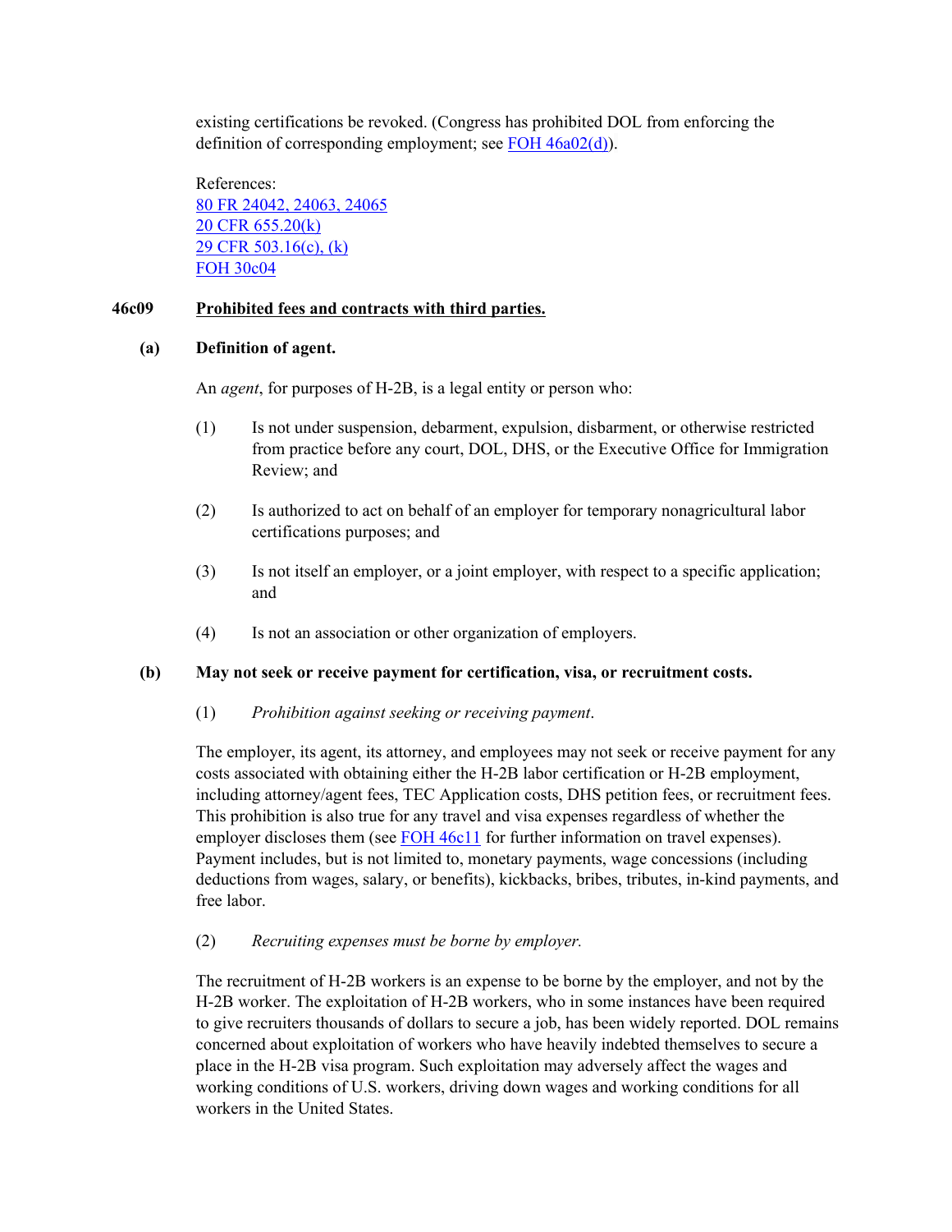existing certifications be revoked. (Congress has prohibited DOL from enforcing the definition of corresponding employment; see FOH 46a02(d)).

References:
80 FR 24042, 24063, 24065
20 CFR 655.20(k)
29 CFR 503.16(c), (k)
FOH 30c04

## 46c09 Prohibited fees and contracts with third parties.

### (a) Definition of agent.

An *agent*, for purposes of H-2B, is a legal entity or person who:

(1) Is not under suspension, debarment, expulsion, disbarment, or otherwise restricted from practice before any court, DOL, DHS, or the Executive Office for Immigration Review; and

(2) Is authorized to act on behalf of an employer for temporary nonagricultural labor certifications purposes; and

(3) Is not itself an employer, or a joint employer, with respect to a specific application; and

(4) Is not an association or other organization of employers.

### (b) May not seek or receive payment for certification, visa, or recruitment costs.

(1) *Prohibition against seeking or receiving payment*.

The employer, its agent, its attorney, and employees may not seek or receive payment for any costs associated with obtaining either the H-2B labor certification or H-2B employment, including attorney/agent fees, TEC Application costs, DHS petition fees, or recruitment fees. This prohibition is also true for any travel and visa expenses regardless of whether the employer discloses them (see FOH 46c11 for further information on travel expenses). Payment includes, but is not limited to, monetary payments, wage concessions (including deductions from wages, salary, or benefits), kickbacks, bribes, tributes, in-kind payments, and free labor.

(2) *Recruiting expenses must be borne by employer.*

The recruitment of H-2B workers is an expense to be borne by the employer, and not by the H-2B worker. The exploitation of H-2B workers, who in some instances have been required to give recruiters thousands of dollars to secure a job, has been widely reported. DOL remains concerned about exploitation of workers who have heavily indebted themselves to secure a place in the H-2B visa program. Such exploitation may adversely affect the wages and working conditions of U.S. workers, driving down wages and working conditions for all workers in the United States.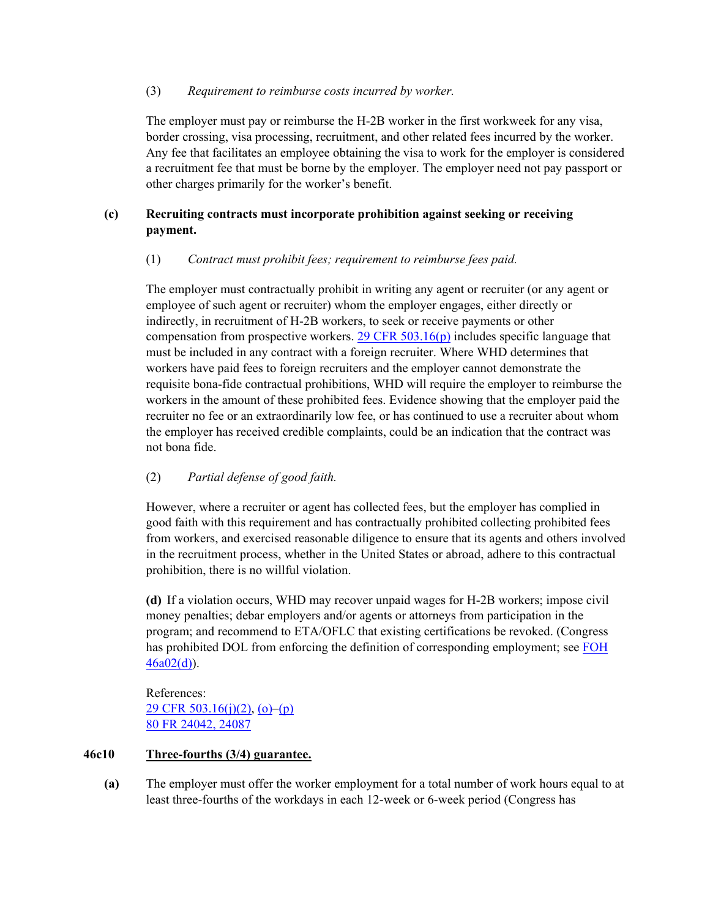(3) *Requirement to reimburse costs incurred by worker.*

The employer must pay or reimburse the H-2B worker in the first workweek for any visa, border crossing, visa processing, recruitment, and other related fees incurred by the worker. Any fee that facilitates an employee obtaining the visa to work for the employer is considered a recruitment fee that must be borne by the employer. The employer need not pay passport or other charges primarily for the worker's benefit.

**(c) Recruiting contracts must incorporate prohibition against seeking or receiving payment.**

(1) *Contract must prohibit fees; requirement to reimburse fees paid.*

The employer must contractually prohibit in writing any agent or recruiter (or any agent or employee of such agent or recruiter) whom the employer engages, either directly or indirectly, in recruitment of H-2B workers, to seek or receive payments or other compensation from prospective workers. 29 CFR 503.16(p) includes specific language that must be included in any contract with a foreign recruiter. Where WHD determines that workers have paid fees to foreign recruiters and the employer cannot demonstrate the requisite bona-fide contractual prohibitions, WHD will require the employer to reimburse the workers in the amount of these prohibited fees. Evidence showing that the employer paid the recruiter no fee or an extraordinarily low fee, or has continued to use a recruiter about whom the employer has received credible complaints, could be an indication that the contract was not bona fide.

(2) *Partial defense of good faith.*

However, where a recruiter or agent has collected fees, but the employer has complied in good faith with this requirement and has contractually prohibited collecting prohibited fees from workers, and exercised reasonable diligence to ensure that its agents and others involved in the recruitment process, whether in the United States or abroad, adhere to this contractual prohibition, there is no willful violation.

**(d)** If a violation occurs, WHD may recover unpaid wages for H-2B workers; impose civil money penalties; debar employers and/or agents or attorneys from participation in the program; and recommend to ETA/OFLC that existing certifications be revoked. (Congress has prohibited DOL from enforcing the definition of corresponding employment; see FOH 46a02(d)).

References:
29 CFR 503.16(j)(2), (o)–(p)
80 FR 24042, 24087

**46c10 Three-fourths (3/4) guarantee.**

**(a)** The employer must offer the worker employment for a total number of work hours equal to at least three-fourths of the workdays in each 12-week or 6-week period (Congress has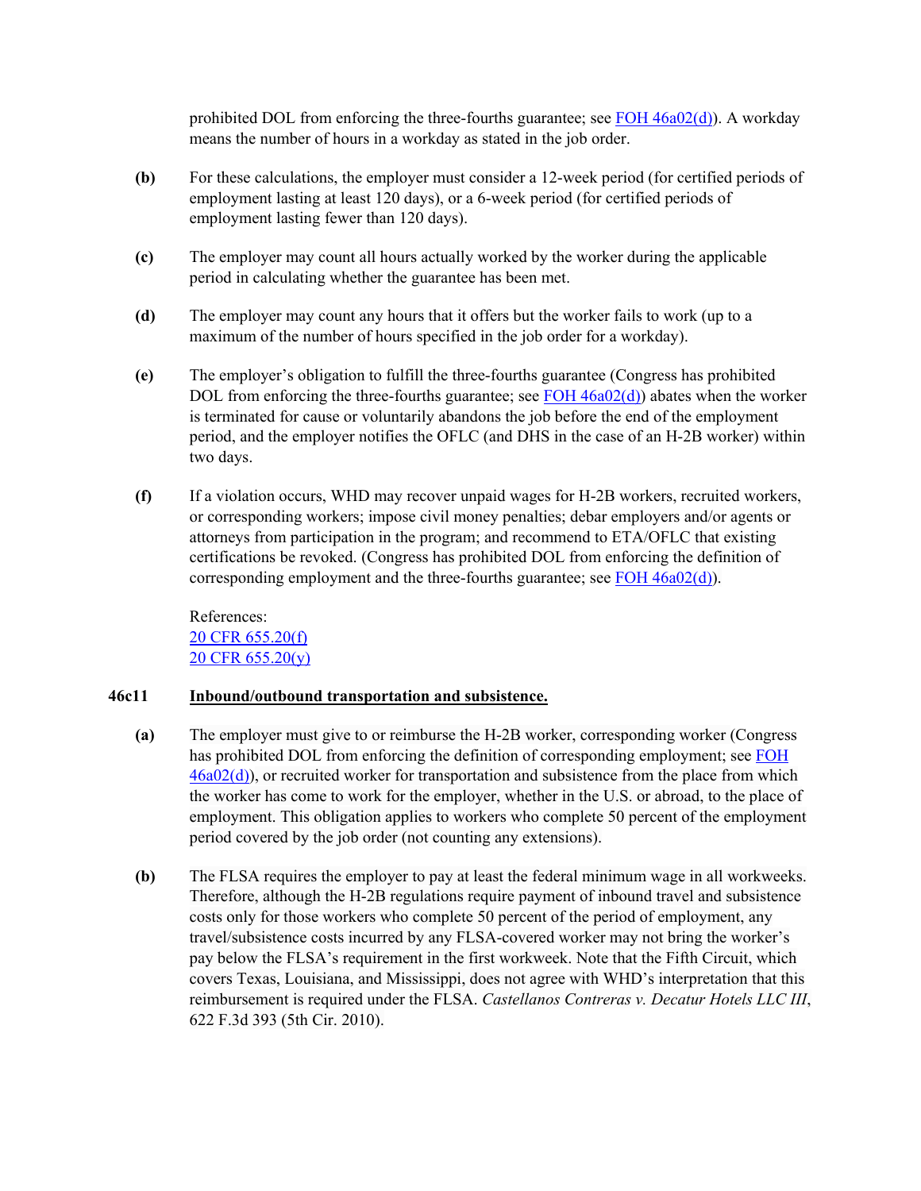prohibited DOL from enforcing the three-fourths guarantee; see [FOH 46a02(d)](). A workday means the number of hours in a workday as stated in the job order.

**(b)** For these calculations, the employer must consider a 12-week period (for certified periods of employment lasting at least 120 days), or a 6-week period (for certified periods of employment lasting fewer than 120 days).

**(c)** The employer may count all hours actually worked by the worker during the applicable period in calculating whether the guarantee has been met.

**(d)** The employer may count any hours that it offers but the worker fails to work (up to a maximum of the number of hours specified in the job order for a workday).

**(e)** The employer's obligation to fulfill the three-fourths guarantee (Congress has prohibited DOL from enforcing the three-fourths guarantee; see [FOH 46a02(d)]()) abates when the worker is terminated for cause or voluntarily abandons the job before the end of the employment period, and the employer notifies the OFLC (and DHS in the case of an H-2B worker) within two days.

**(f)** If a violation occurs, WHD may recover unpaid wages for H-2B workers, recruited workers, or corresponding workers; impose civil money penalties; debar employers and/or agents or attorneys from participation in the program; and recommend to ETA/OFLC that existing certifications be revoked. (Congress has prohibited DOL from enforcing the definition of corresponding employment and the three-fourths guarantee; see [FOH 46a02(d)]()).

References:
[20 CFR 655.20(f)]()
[20 CFR 655.20(y)]()

### 46c11 Inbound/outbound transportation and subsistence.

**(a)** The employer must give to or reimburse the H-2B worker, corresponding worker (Congress has prohibited DOL from enforcing the definition of corresponding employment; see [FOH 46a02(d)]()), or recruited worker for transportation and subsistence from the place from which the worker has come to work for the employer, whether in the U.S. or abroad, to the place of employment. This obligation applies to workers who complete 50 percent of the employment period covered by the job order (not counting any extensions).

**(b)** The FLSA requires the employer to pay at least the federal minimum wage in all workweeks. Therefore, although the H-2B regulations require payment of inbound travel and subsistence costs only for those workers who complete 50 percent of the period of employment, any travel/subsistence costs incurred by any FLSA-covered worker may not bring the worker's pay below the FLSA's requirement in the first workweek. Note that the Fifth Circuit, which covers Texas, Louisiana, and Mississippi, does not agree with WHD's interpretation that this reimbursement is required under the FLSA. *Castellanos Contreras v. Decatur Hotels LLC III*, 622 F.3d 393 (5th Cir. 2010).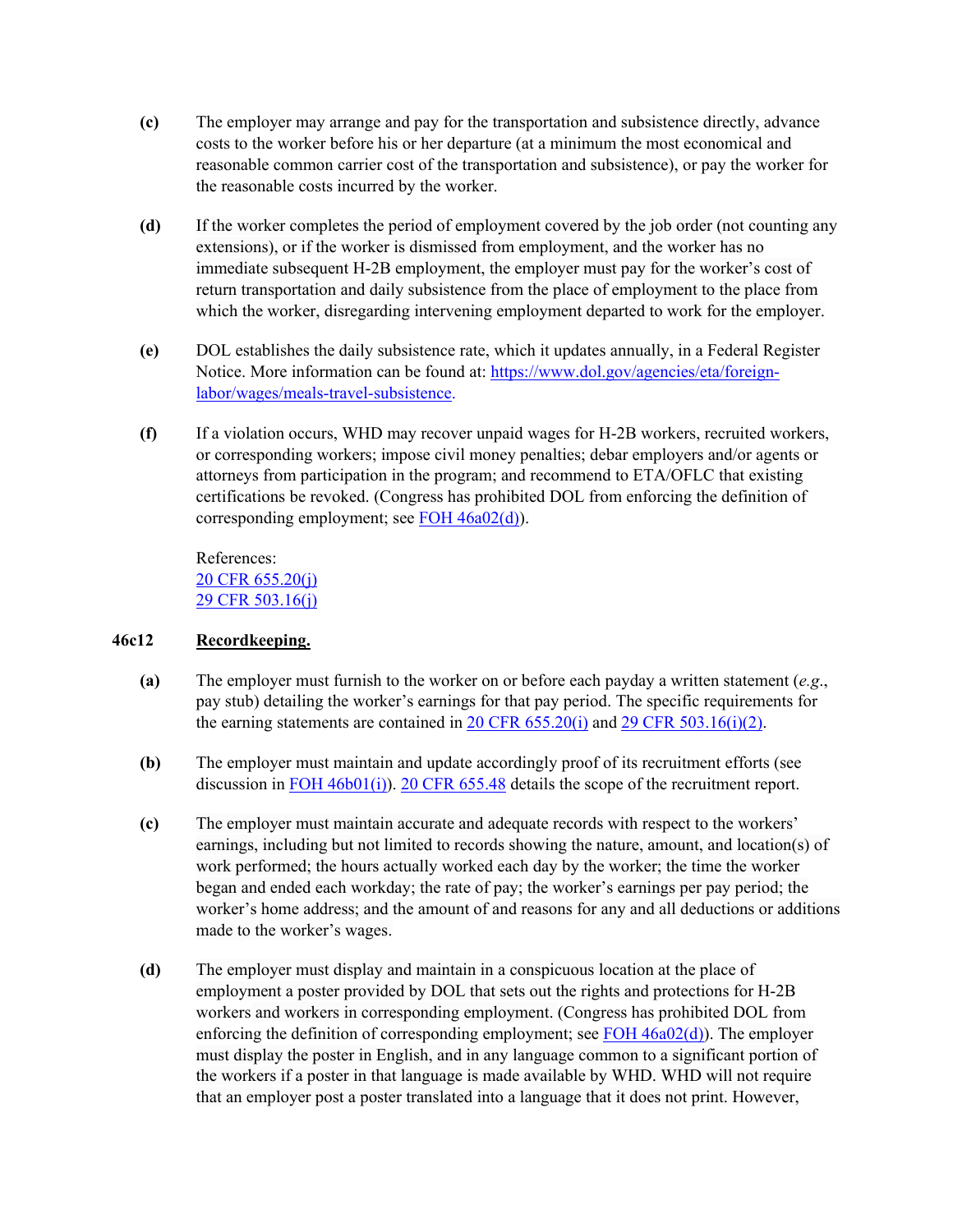**(c)** The employer may arrange and pay for the transportation and subsistence directly, advance costs to the worker before his or her departure (at a minimum the most economical and reasonable common carrier cost of the transportation and subsistence), or pay the worker for the reasonable costs incurred by the worker.

**(d)** If the worker completes the period of employment covered by the job order (not counting any extensions), or if the worker is dismissed from employment, and the worker has no immediate subsequent H-2B employment, the employer must pay for the worker's cost of return transportation and daily subsistence from the place of employment to the place from which the worker, disregarding intervening employment departed to work for the employer.

**(e)** DOL establishes the daily subsistence rate, which it updates annually, in a Federal Register Notice. More information can be found at: [https://www.dol.gov/agencies/eta/foreign-labor/wages/meals-travel-subsistence](https://www.dol.gov/agencies/eta/foreign-labor/wages/meals-travel-subsistence).

**(f)** If a violation occurs, WHD may recover unpaid wages for H-2B workers, recruited workers, or corresponding workers; impose civil money penalties; debar employers and/or agents or attorneys from participation in the program; and recommend to ETA/OFLC that existing certifications be revoked. (Congress has prohibited DOL from enforcing the definition of corresponding employment; see FOH 46a02(d)).

References:
20 CFR 655.20(j)
29 CFR 503.16(j)

## 46c12 Recordkeeping.

**(a)** The employer must furnish to the worker on or before each payday a written statement (*e.g.*, pay stub) detailing the worker's earnings for that pay period. The specific requirements for the earning statements are contained in 20 CFR 655.20(i) and 29 CFR 503.16(i)(2).

**(b)** The employer must maintain and update accordingly proof of its recruitment efforts (see discussion in FOH 46b01(i)). 20 CFR 655.48 details the scope of the recruitment report.

**(c)** The employer must maintain accurate and adequate records with respect to the workers' earnings, including but not limited to records showing the nature, amount, and location(s) of work performed; the hours actually worked each day by the worker; the time the worker began and ended each workday; the rate of pay; the worker's earnings per pay period; the worker's home address; and the amount of and reasons for any and all deductions or additions made to the worker's wages.

**(d)** The employer must display and maintain in a conspicuous location at the place of employment a poster provided by DOL that sets out the rights and protections for H-2B workers and workers in corresponding employment. (Congress has prohibited DOL from enforcing the definition of corresponding employment; see FOH 46a02(d)). The employer must display the poster in English, and in any language common to a significant portion of the workers if a poster in that language is made available by WHD. WHD will not require that an employer post a poster translated into a language that it does not print. However,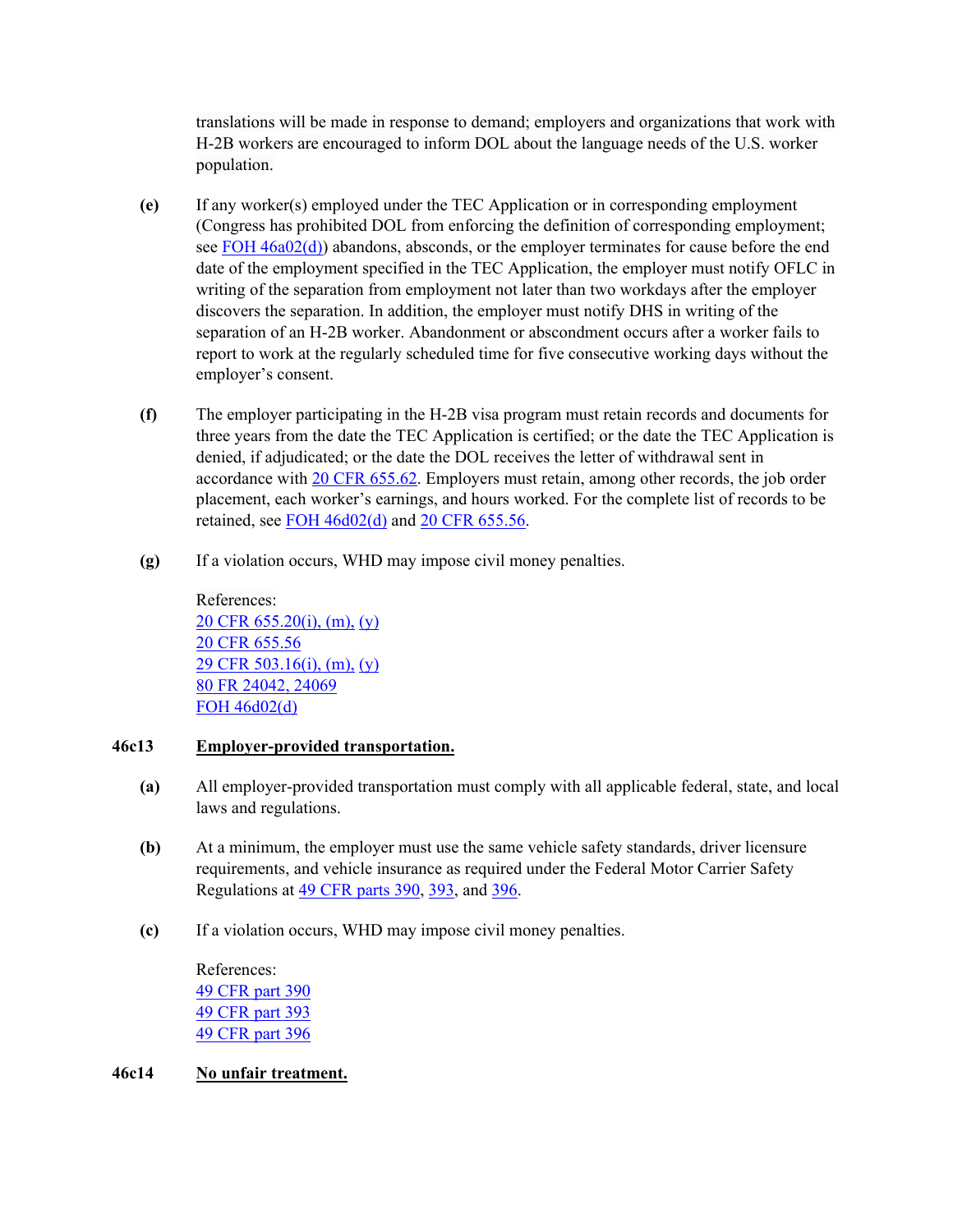translations will be made in response to demand; employers and organizations that work with H-2B workers are encouraged to inform DOL about the language needs of the U.S. worker population.

**(e)** If any worker(s) employed under the TEC Application or in corresponding employment (Congress has prohibited DOL from enforcing the definition of corresponding employment; see FOH 46a02(d)) abandons, absconds, or the employer terminates for cause before the end date of the employment specified in the TEC Application, the employer must notify OFLC in writing of the separation from employment not later than two workdays after the employer discovers the separation. In addition, the employer must notify DHS in writing of the separation of an H-2B worker. Abandonment or abscondment occurs after a worker fails to report to work at the regularly scheduled time for five consecutive working days without the employer's consent.

**(f)** The employer participating in the H-2B visa program must retain records and documents for three years from the date the TEC Application is certified; or the date the TEC Application is denied, if adjudicated; or the date the DOL receives the letter of withdrawal sent in accordance with 20 CFR 655.62. Employers must retain, among other records, the job order placement, each worker's earnings, and hours worked. For the complete list of records to be retained, see FOH 46d02(d) and 20 CFR 655.56.

**(g)** If a violation occurs, WHD may impose civil money penalties.

References:
20 CFR 655.20(i), (m), (y)
20 CFR 655.56
29 CFR 503.16(i), (m), (y)
80 FR 24042, 24069
FOH 46d02(d)

## 46c13 Employer-provided transportation.

**(a)** All employer-provided transportation must comply with all applicable federal, state, and local laws and regulations.

**(b)** At a minimum, the employer must use the same vehicle safety standards, driver licensure requirements, and vehicle insurance as required under the Federal Motor Carrier Safety Regulations at 49 CFR parts 390, 393, and 396.

**(c)** If a violation occurs, WHD may impose civil money penalties.

References:
49 CFR part 390
49 CFR part 393
49 CFR part 396

## 46c14 No unfair treatment.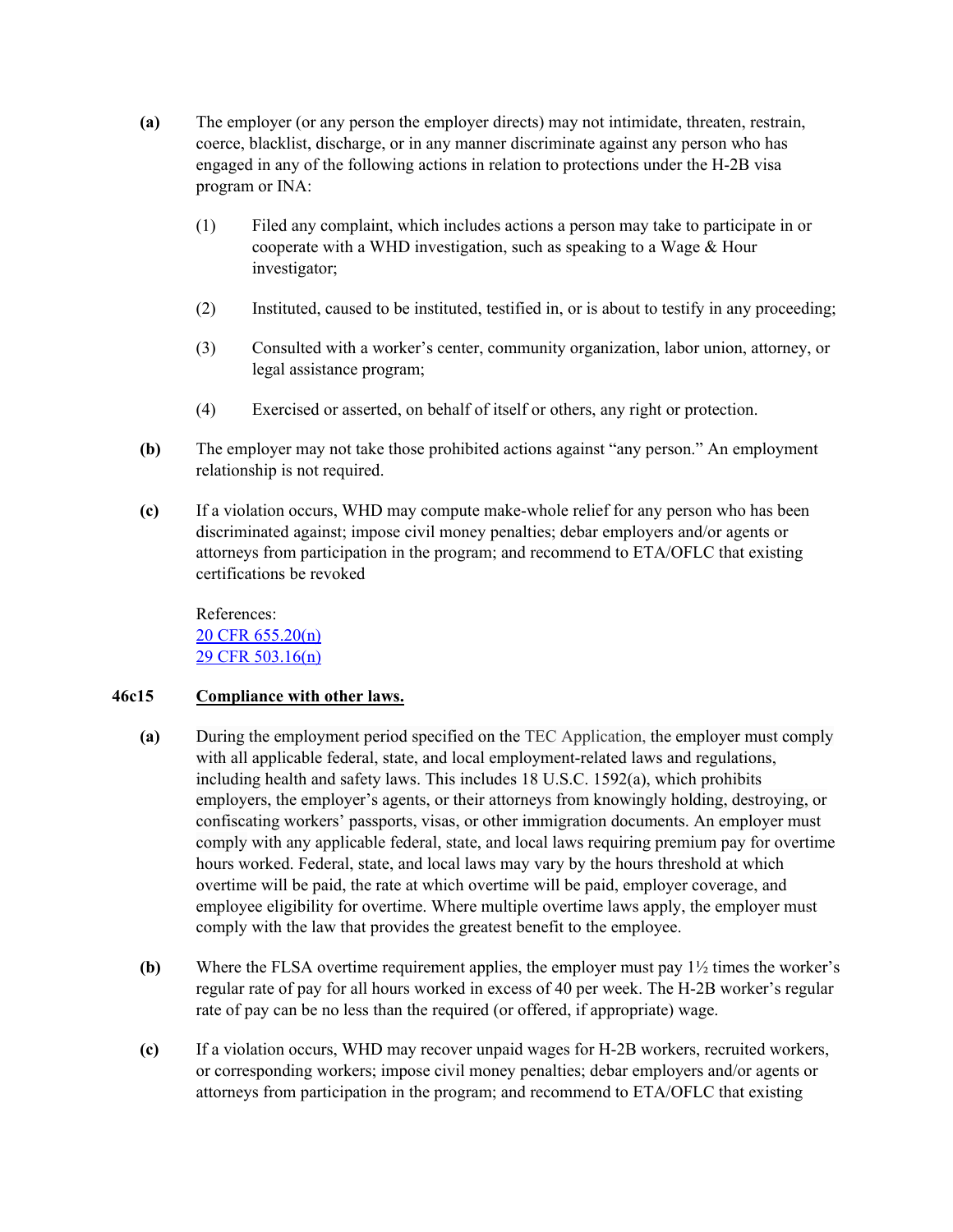**(a)** The employer (or any person the employer directs) may not intimidate, threaten, restrain, coerce, blacklist, discharge, or in any manner discriminate against any person who has engaged in any of the following actions in relation to protections under the H-2B visa program or INA:

(1) Filed any complaint, which includes actions a person may take to participate in or cooperate with a WHD investigation, such as speaking to a Wage & Hour investigator;

(2) Instituted, caused to be instituted, testified in, or is about to testify in any proceeding;

(3) Consulted with a worker's center, community organization, labor union, attorney, or legal assistance program;

(4) Exercised or asserted, on behalf of itself or others, any right or protection.

**(b)** The employer may not take those prohibited actions against "any person." An employment relationship is not required.

**(c)** If a violation occurs, WHD may compute make-whole relief for any person who has been discriminated against; impose civil money penalties; debar employers and/or agents or attorneys from participation in the program; and recommend to ETA/OFLC that existing certifications be revoked

References:
20 CFR 655.20(n)
29 CFR 503.16(n)

## 46c15 Compliance with other laws.

**(a)** During the employment period specified on the TEC Application, the employer must comply with all applicable federal, state, and local employment-related laws and regulations, including health and safety laws. This includes 18 U.S.C. 1592(a), which prohibits employers, the employer's agents, or their attorneys from knowingly holding, destroying, or confiscating workers' passports, visas, or other immigration documents. An employer must comply with any applicable federal, state, and local laws requiring premium pay for overtime hours worked. Federal, state, and local laws may vary by the hours threshold at which overtime will be paid, the rate at which overtime will be paid, employer coverage, and employee eligibility for overtime. Where multiple overtime laws apply, the employer must comply with the law that provides the greatest benefit to the employee.

**(b)** Where the FLSA overtime requirement applies, the employer must pay 1½ times the worker's regular rate of pay for all hours worked in excess of 40 per week. The H-2B worker's regular rate of pay can be no less than the required (or offered, if appropriate) wage.

**(c)** If a violation occurs, WHD may recover unpaid wages for H-2B workers, recruited workers, or corresponding workers; impose civil money penalties; debar employers and/or agents or attorneys from participation in the program; and recommend to ETA/OFLC that existing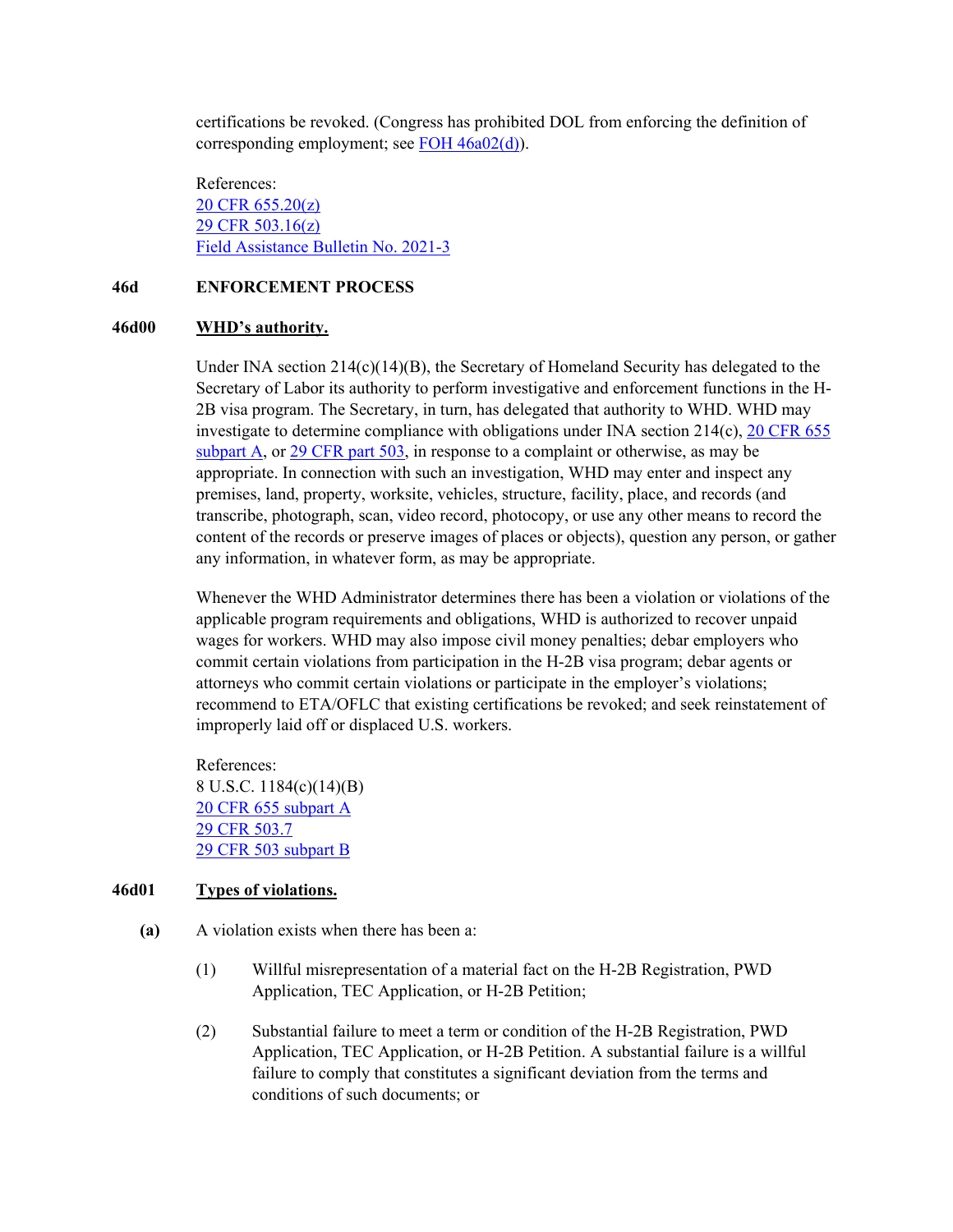certifications be revoked. (Congress has prohibited DOL from enforcing the definition of corresponding employment; see [FOH 46a02(d)](#)).

References:
[20 CFR 655.20(z)](#)
[29 CFR 503.16(z)](#)
[Field Assistance Bulletin No. 2021-3](#)

## 46d ENFORCEMENT PROCESS

### 46d00 WHD's authority.

Under INA section 214(c)(14)(B), the Secretary of Homeland Security has delegated to the Secretary of Labor its authority to perform investigative and enforcement functions in the H-2B visa program. The Secretary, in turn, has delegated that authority to WHD. WHD may investigate to determine compliance with obligations under INA section 214(c), [20 CFR 655 subpart A](#), or [29 CFR part 503](#), in response to a complaint or otherwise, as may be appropriate. In connection with such an investigation, WHD may enter and inspect any premises, land, property, worksite, vehicles, structure, facility, place, and records (and transcribe, photograph, scan, video record, photocopy, or use any other means to record the content of the records or preserve images of places or objects), question any person, or gather any information, in whatever form, as may be appropriate.

Whenever the WHD Administrator determines there has been a violation or violations of the applicable program requirements and obligations, WHD is authorized to recover unpaid wages for workers. WHD may also impose civil money penalties; debar employers who commit certain violations from participation in the H-2B visa program; debar agents or attorneys who commit certain violations or participate in the employer's violations; recommend to ETA/OFLC that existing certifications be revoked; and seek reinstatement of improperly laid off or displaced U.S. workers.

References:
8 U.S.C. 1184(c)(14)(B)
[20 CFR 655 subpart A](#)
[29 CFR 503.7](#)
[29 CFR 503 subpart B](#)

### 46d01 Types of violations.

**(a)** A violation exists when there has been a:

(1) Willful misrepresentation of a material fact on the H-2B Registration, PWD Application, TEC Application, or H-2B Petition;

(2) Substantial failure to meet a term or condition of the H-2B Registration, PWD Application, TEC Application, or H-2B Petition. A substantial failure is a willful failure to comply that constitutes a significant deviation from the terms and conditions of such documents; or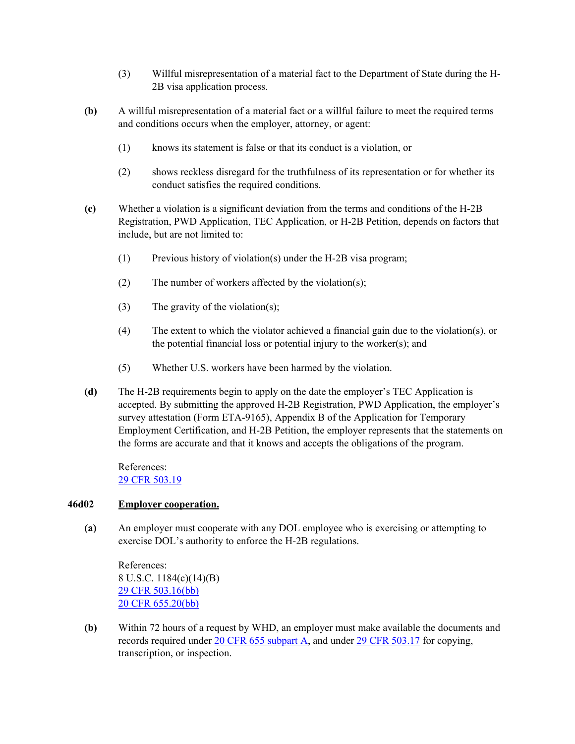(3) Willful misrepresentation of a material fact to the Department of State during the H-2B visa application process.

**(b)** A willful misrepresentation of a material fact or a willful failure to meet the required terms and conditions occurs when the employer, attorney, or agent:

(1) knows its statement is false or that its conduct is a violation, or

(2) shows reckless disregard for the truthfulness of its representation or for whether its conduct satisfies the required conditions.

**(c)** Whether a violation is a significant deviation from the terms and conditions of the H-2B Registration, PWD Application, TEC Application, or H-2B Petition, depends on factors that include, but are not limited to:

(1) Previous history of violation(s) under the H-2B visa program;

(2) The number of workers affected by the violation(s);

(3) The gravity of the violation(s);

(4) The extent to which the violator achieved a financial gain due to the violation(s), or the potential financial loss or potential injury to the worker(s); and

(5) Whether U.S. workers have been harmed by the violation.

**(d)** The H-2B requirements begin to apply on the date the employer's TEC Application is accepted. By submitting the approved H-2B Registration, PWD Application, the employer's survey attestation (Form ETA-9165), Appendix B of the Application for Temporary Employment Certification, and H-2B Petition, the employer represents that the statements on the forms are accurate and that it knows and accepts the obligations of the program.

References:
29 CFR 503.19

**46d02** **Employer cooperation.**

**(a)** An employer must cooperate with any DOL employee who is exercising or attempting to exercise DOL's authority to enforce the H-2B regulations.

References:
8 U.S.C. 1184(c)(14)(B)
29 CFR 503.16(bb)
20 CFR 655.20(bb)

**(b)** Within 72 hours of a request by WHD, an employer must make available the documents and records required under 20 CFR 655 subpart A, and under 29 CFR 503.17 for copying, transcription, or inspection.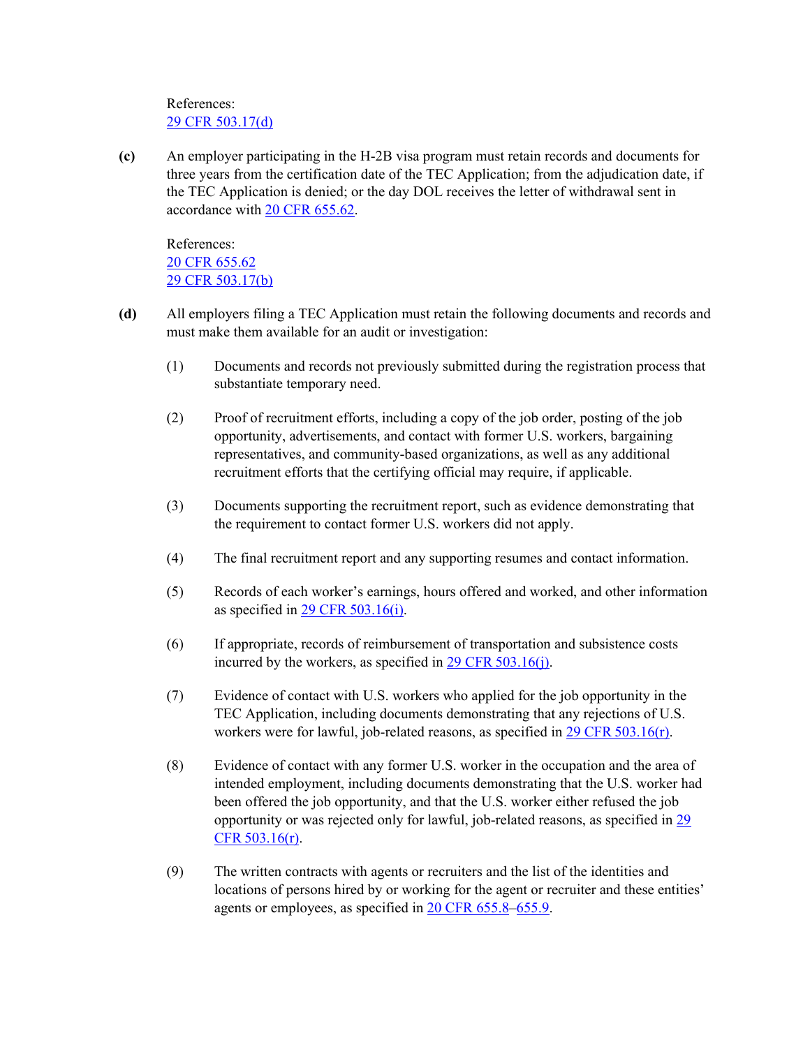References:
[29 CFR 503.17(d)](29 CFR 503.17(d))

**(c)** An employer participating in the H-2B visa program must retain records and documents for three years from the certification date of the TEC Application; from the adjudication date, if the TEC Application is denied; or the day DOL receives the letter of withdrawal sent in accordance with 20 CFR 655.62.

References:
20 CFR 655.62
29 CFR 503.17(b)

**(d)** All employers filing a TEC Application must retain the following documents and records and must make them available for an audit or investigation:

(1) Documents and records not previously submitted during the registration process that substantiate temporary need.

(2) Proof of recruitment efforts, including a copy of the job order, posting of the job opportunity, advertisements, and contact with former U.S. workers, bargaining representatives, and community-based organizations, as well as any additional recruitment efforts that the certifying official may require, if applicable.

(3) Documents supporting the recruitment report, such as evidence demonstrating that the requirement to contact former U.S. workers did not apply.

(4) The final recruitment report and any supporting resumes and contact information.

(5) Records of each worker's earnings, hours offered and worked, and other information as specified in 29 CFR 503.16(i).

(6) If appropriate, records of reimbursement of transportation and subsistence costs incurred by the workers, as specified in 29 CFR 503.16(j).

(7) Evidence of contact with U.S. workers who applied for the job opportunity in the TEC Application, including documents demonstrating that any rejections of U.S. workers were for lawful, job-related reasons, as specified in 29 CFR 503.16(r).

(8) Evidence of contact with any former U.S. worker in the occupation and the area of intended employment, including documents demonstrating that the U.S. worker had been offered the job opportunity, and that the U.S. worker either refused the job opportunity or was rejected only for lawful, job-related reasons, as specified in 29 CFR 503.16(r).

(9) The written contracts with agents or recruiters and the list of the identities and locations of persons hired by or working for the agent or recruiter and these entities' agents or employees, as specified in 20 CFR 655.8–655.9.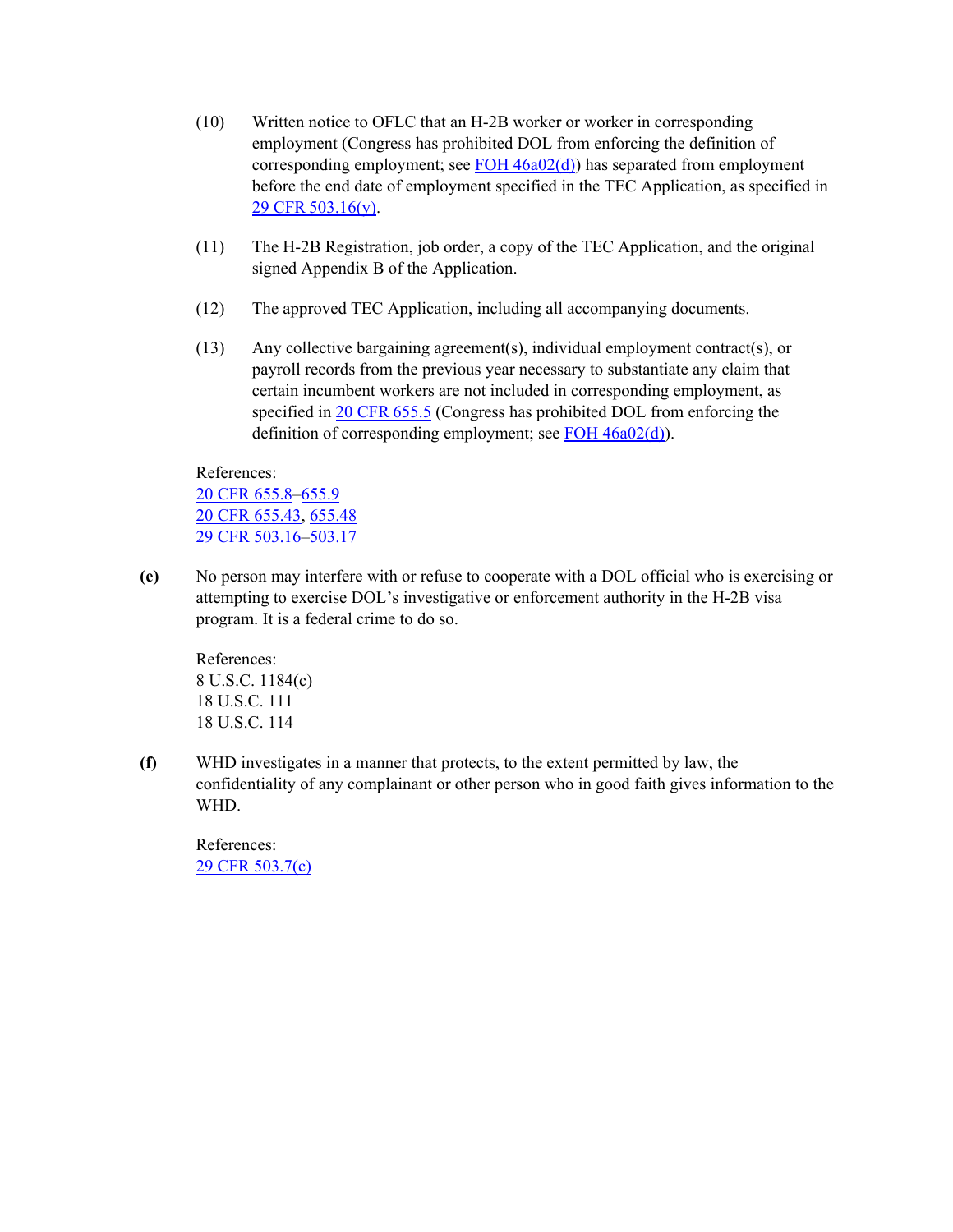(10) Written notice to OFLC that an H-2B worker or worker in corresponding employment (Congress has prohibited DOL from enforcing the definition of corresponding employment; see FOH 46a02(d)) has separated from employment before the end date of employment specified in the TEC Application, as specified in 29 CFR 503.16(y).

(11) The H-2B Registration, job order, a copy of the TEC Application, and the original signed Appendix B of the Application.

(12) The approved TEC Application, including all accompanying documents.

(13) Any collective bargaining agreement(s), individual employment contract(s), or payroll records from the previous year necessary to substantiate any claim that certain incumbent workers are not included in corresponding employment, as specified in 20 CFR 655.5 (Congress has prohibited DOL from enforcing the definition of corresponding employment; see FOH 46a02(d)).

References:
20 CFR 655.8–655.9
20 CFR 655.43, 655.48
29 CFR 503.16–503.17

**(e)** No person may interfere with or refuse to cooperate with a DOL official who is exercising or attempting to exercise DOL's investigative or enforcement authority in the H-2B visa program. It is a federal crime to do so.

References:
8 U.S.C. 1184(c)
18 U.S.C. 111
18 U.S.C. 114

**(f)** WHD investigates in a manner that protects, to the extent permitted by law, the confidentiality of any complainant or other person who in good faith gives information to the WHD.

References:
29 CFR 503.7(c)